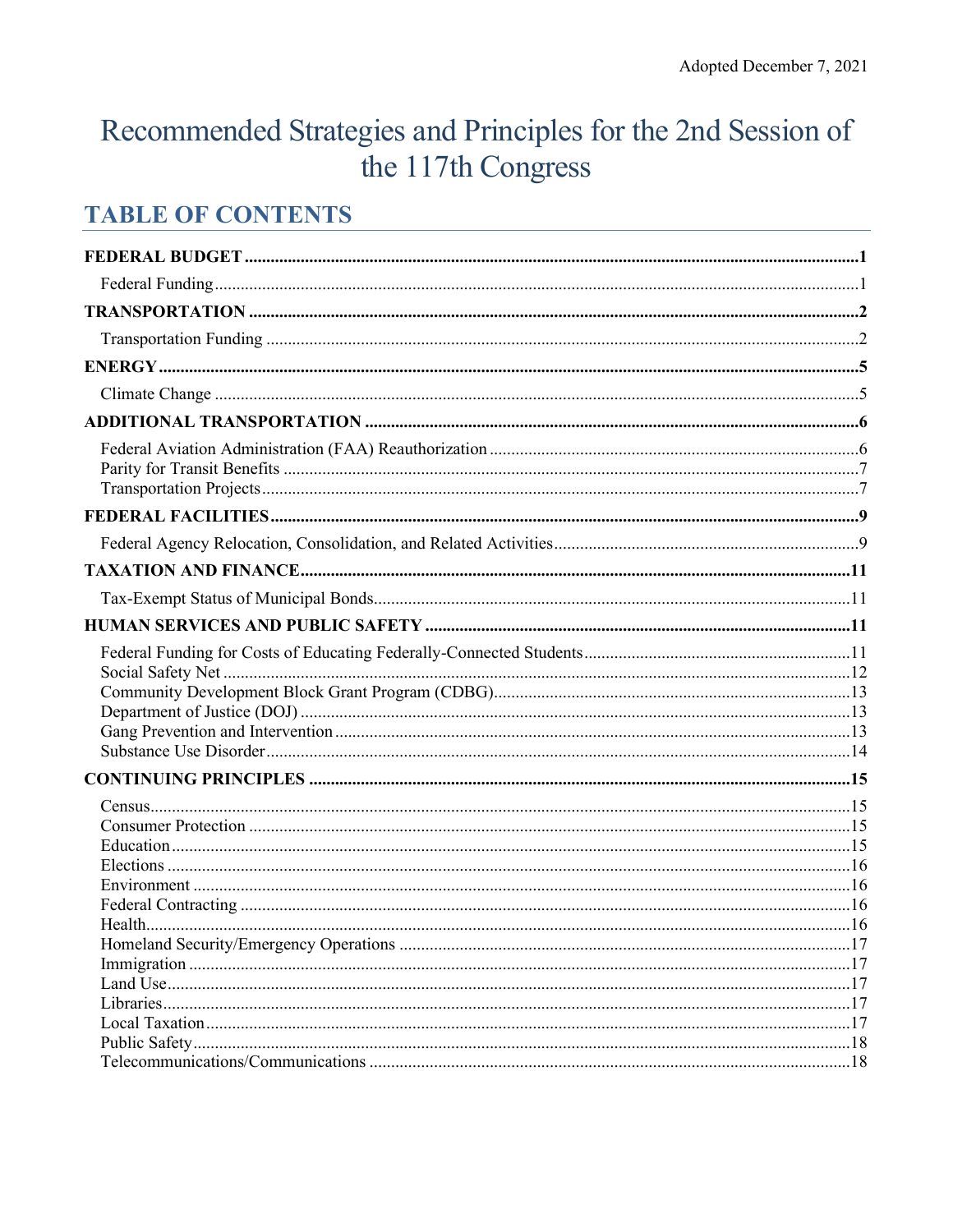Adopted December 7, 2021

# Recommended Strategies and Principles for the 2nd Session of the 117th Congress

## TABLE OF CONTENTS

**FEDERAL BUDGET** ..... 1
- Federal Funding ..... 1

**TRANSPORTATION** ..... 2
- Transportation Funding ..... 2

**ENERGY** ..... 5
- Climate Change ..... 5

**ADDITIONAL TRANSPORTATION** ..... 6
- Federal Aviation Administration (FAA) Reauthorization ..... 6
- Parity for Transit Benefits ..... 7
- Transportation Projects ..... 7

**FEDERAL FACILITIES** ..... 9
- Federal Agency Relocation, Consolidation, and Related Activities ..... 9

**TAXATION AND FINANCE** ..... 11
- Tax-Exempt Status of Municipal Bonds ..... 11

**HUMAN SERVICES AND PUBLIC SAFETY** ..... 11
- Federal Funding for Costs of Educating Federally-Connected Students ..... 11
- Social Safety Net ..... 12
- Community Development Block Grant Program (CDBG) ..... 13
- Department of Justice (DOJ) ..... 13
- Gang Prevention and Intervention ..... 13
- Substance Use Disorder ..... 14

**CONTINUING PRINCIPLES** ..... 15
- Census ..... 15
- Consumer Protection ..... 15
- Education ..... 15
- Elections ..... 16
- Environment ..... 16
- Federal Contracting ..... 16
- Health ..... 16
- Homeland Security/Emergency Operations ..... 17
- Immigration ..... 17
- Land Use ..... 17
- Libraries ..... 17
- Local Taxation ..... 17
- Public Safety ..... 18
- Telecommunications/Communications ..... 18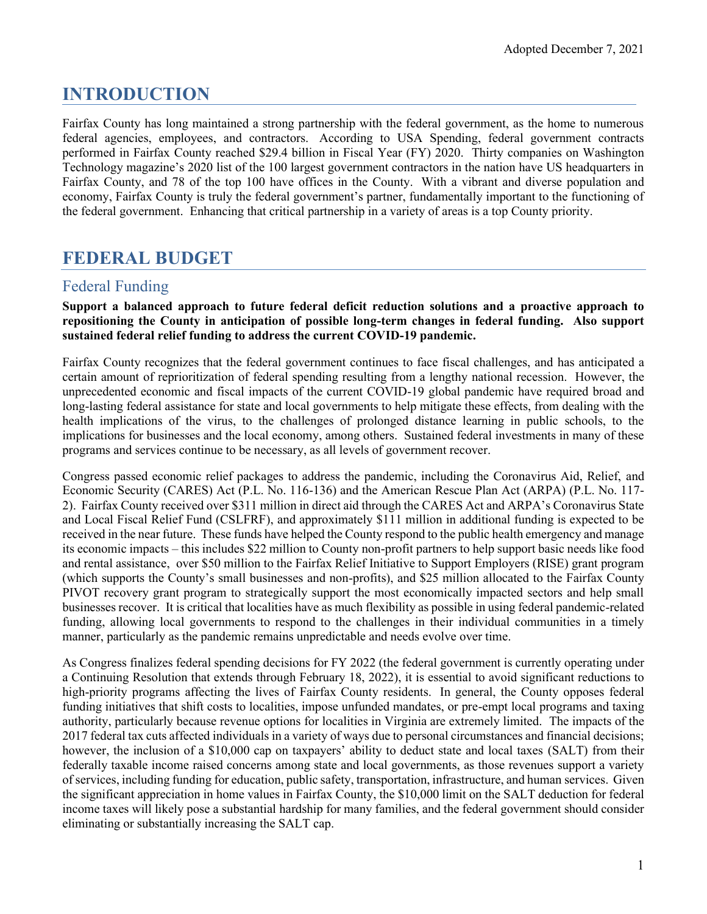Adopted December 7, 2021

# INTRODUCTION

Fairfax County has long maintained a strong partnership with the federal government, as the home to numerous federal agencies, employees, and contractors. According to USA Spending, federal government contracts performed in Fairfax County reached $29.4 billion in Fiscal Year (FY) 2020. Thirty companies on Washington Technology magazine's 2020 list of the 100 largest government contractors in the nation have US headquarters in Fairfax County, and 78 of the top 100 have offices in the County. With a vibrant and diverse population and economy, Fairfax County is truly the federal government's partner, fundamentally important to the functioning of the federal government. Enhancing that critical partnership in a variety of areas is a top County priority.

# FEDERAL BUDGET

## Federal Funding

**Support a balanced approach to future federal deficit reduction solutions and a proactive approach to repositioning the County in anticipation of possible long-term changes in federal funding. Also support sustained federal relief funding to address the current COVID-19 pandemic.**

Fairfax County recognizes that the federal government continues to face fiscal challenges, and has anticipated a certain amount of reprioritization of federal spending resulting from a lengthy national recession. However, the unprecedented economic and fiscal impacts of the current COVID-19 global pandemic have required broad and long-lasting federal assistance for state and local governments to help mitigate these effects, from dealing with the health implications of the virus, to the challenges of prolonged distance learning in public schools, to the implications for businesses and the local economy, among others. Sustained federal investments in many of these programs and services continue to be necessary, as all levels of government recover.

Congress passed economic relief packages to address the pandemic, including the Coronavirus Aid, Relief, and Economic Security (CARES) Act (P.L. No. 116-136) and the American Rescue Plan Act (ARPA) (P.L. No. 117-2). Fairfax County received over $311 million in direct aid through the CARES Act and ARPA's Coronavirus State and Local Fiscal Relief Fund (CSLFRF), and approximately $111 million in additional funding is expected to be received in the near future. These funds have helped the County respond to the public health emergency and manage its economic impacts – this includes $22 million to County non-profit partners to help support basic needs like food and rental assistance, over $50 million to the Fairfax Relief Initiative to Support Employers (RISE) grant program (which supports the County's small businesses and non-profits), and $25 million allocated to the Fairfax County PIVOT recovery grant program to strategically support the most economically impacted sectors and help small businesses recover. It is critical that localities have as much flexibility as possible in using federal pandemic-related funding, allowing local governments to respond to the challenges in their individual communities in a timely manner, particularly as the pandemic remains unpredictable and needs evolve over time.

As Congress finalizes federal spending decisions for FY 2022 (the federal government is currently operating under a Continuing Resolution that extends through February 18, 2022), it is essential to avoid significant reductions to high-priority programs affecting the lives of Fairfax County residents. In general, the County opposes federal funding initiatives that shift costs to localities, impose unfunded mandates, or pre-empt local programs and taxing authority, particularly because revenue options for localities in Virginia are extremely limited. The impacts of the 2017 federal tax cuts affected individuals in a variety of ways due to personal circumstances and financial decisions; however, the inclusion of a $10,000 cap on taxpayers' ability to deduct state and local taxes (SALT) from their federally taxable income raised concerns among state and local governments, as those revenues support a variety of services, including funding for education, public safety, transportation, infrastructure, and human services. Given the significant appreciation in home values in Fairfax County, the $10,000 limit on the SALT deduction for federal income taxes will likely pose a substantial hardship for many families, and the federal government should consider eliminating or substantially increasing the SALT cap.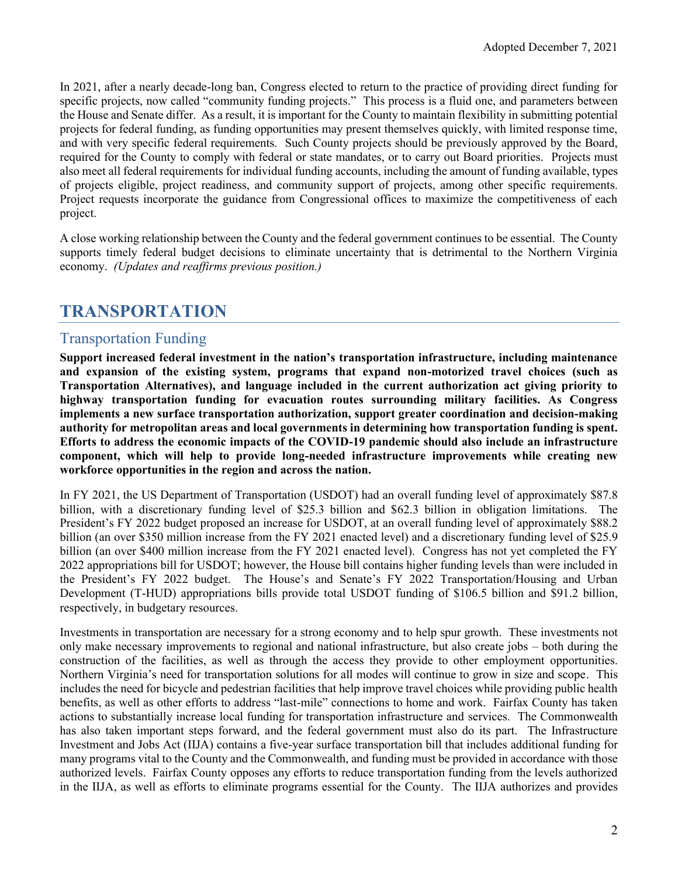In 2021, after a nearly decade-long ban, Congress elected to return to the practice of providing direct funding for specific projects, now called "community funding projects." This process is a fluid one, and parameters between the House and Senate differ. As a result, it is important for the County to maintain flexibility in submitting potential projects for federal funding, as funding opportunities may present themselves quickly, with limited response time, and with very specific federal requirements. Such County projects should be previously approved by the Board, required for the County to comply with federal or state mandates, or to carry out Board priorities. Projects must also meet all federal requirements for individual funding accounts, including the amount of funding available, types of projects eligible, project readiness, and community support of projects, among other specific requirements. Project requests incorporate the guidance from Congressional offices to maximize the competitiveness of each project.

A close working relationship between the County and the federal government continues to be essential. The County supports timely federal budget decisions to eliminate uncertainty that is detrimental to the Northern Virginia economy. *(Updates and reaffirms previous position.)*

# TRANSPORTATION

## Transportation Funding

**Support increased federal investment in the nation's transportation infrastructure, including maintenance and expansion of the existing system, programs that expand non-motorized travel choices (such as Transportation Alternatives), and language included in the current authorization act giving priority to highway transportation funding for evacuation routes surrounding military facilities. As Congress implements a new surface transportation authorization, support greater coordination and decision-making authority for metropolitan areas and local governments in determining how transportation funding is spent. Efforts to address the economic impacts of the COVID-19 pandemic should also include an infrastructure component, which will help to provide long-needed infrastructure improvements while creating new workforce opportunities in the region and across the nation.**

In FY 2021, the US Department of Transportation (USDOT) had an overall funding level of approximately \$87.8 billion, with a discretionary funding level of \$25.3 billion and \$62.3 billion in obligation limitations. The President's FY 2022 budget proposed an increase for USDOT, at an overall funding level of approximately \$88.2 billion (an over \$350 million increase from the FY 2021 enacted level) and a discretionary funding level of \$25.9 billion (an over \$400 million increase from the FY 2021 enacted level). Congress has not yet completed the FY 2022 appropriations bill for USDOT; however, the House bill contains higher funding levels than were included in the President's FY 2022 budget. The House's and Senate's FY 2022 Transportation/Housing and Urban Development (T-HUD) appropriations bills provide total USDOT funding of \$106.5 billion and \$91.2 billion, respectively, in budgetary resources.

Investments in transportation are necessary for a strong economy and to help spur growth. These investments not only make necessary improvements to regional and national infrastructure, but also create jobs – both during the construction of the facilities, as well as through the access they provide to other employment opportunities. Northern Virginia's need for transportation solutions for all modes will continue to grow in size and scope. This includes the need for bicycle and pedestrian facilities that help improve travel choices while providing public health benefits, as well as other efforts to address "last-mile" connections to home and work. Fairfax County has taken actions to substantially increase local funding for transportation infrastructure and services. The Commonwealth has also taken important steps forward, and the federal government must also do its part. The Infrastructure Investment and Jobs Act (IIJA) contains a five-year surface transportation bill that includes additional funding for many programs vital to the County and the Commonwealth, and funding must be provided in accordance with those authorized levels. Fairfax County opposes any efforts to reduce transportation funding from the levels authorized in the IIJA, as well as efforts to eliminate programs essential for the County. The IIJA authorizes and provides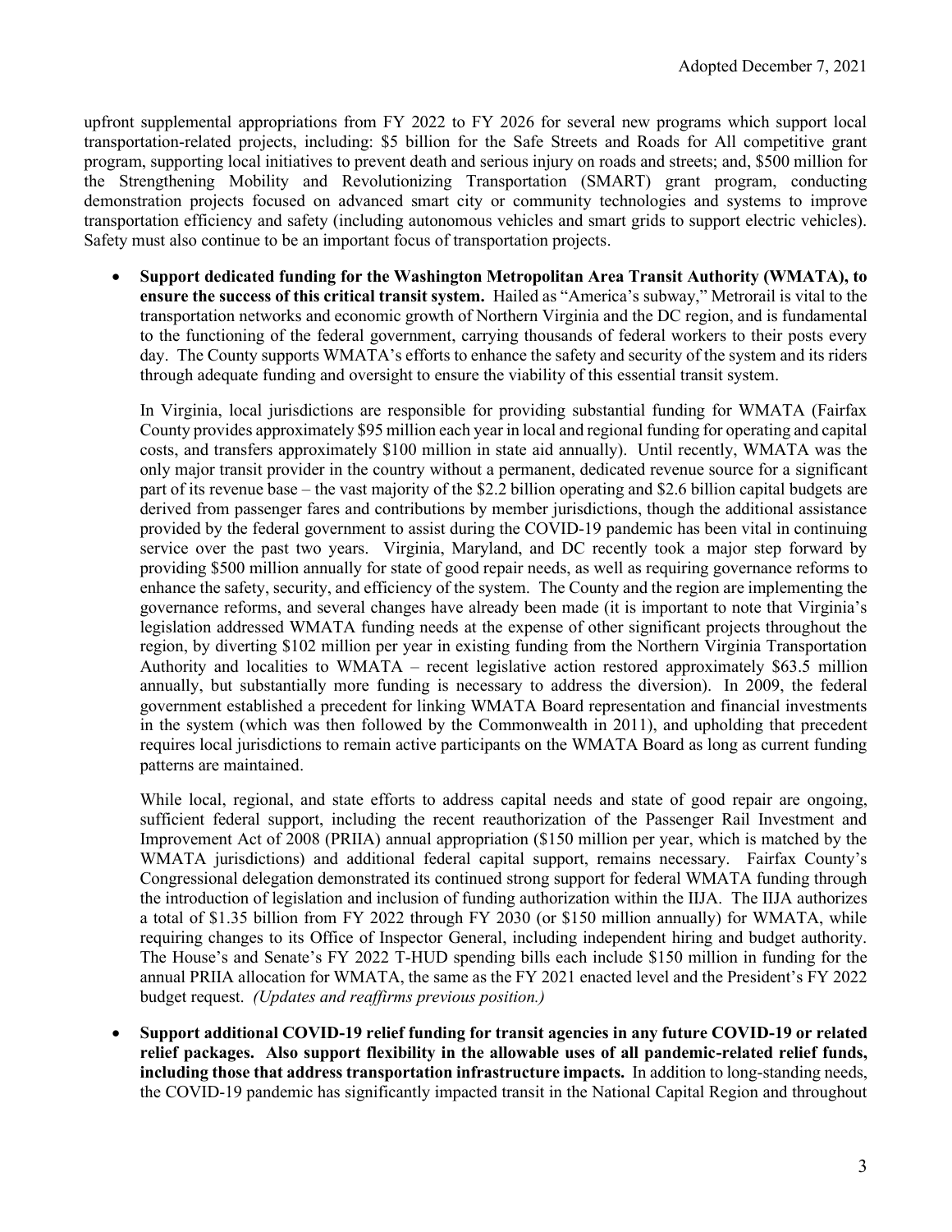upfront supplemental appropriations from FY 2022 to FY 2026 for several new programs which support local transportation-related projects, including: $5 billion for the Safe Streets and Roads for All competitive grant program, supporting local initiatives to prevent death and serious injury on roads and streets; and, $500 million for the Strengthening Mobility and Revolutionizing Transportation (SMART) grant program, conducting demonstration projects focused on advanced smart city or community technologies and systems to improve transportation efficiency and safety (including autonomous vehicles and smart grids to support electric vehicles). Safety must also continue to be an important focus of transportation projects.

- **Support dedicated funding for the Washington Metropolitan Area Transit Authority (WMATA), to ensure the success of this critical transit system.** Hailed as "America's subway," Metrorail is vital to the transportation networks and economic growth of Northern Virginia and the DC region, and is fundamental to the functioning of the federal government, carrying thousands of federal workers to their posts every day. The County supports WMATA's efforts to enhance the safety and security of the system and its riders through adequate funding and oversight to ensure the viability of this essential transit system.

  In Virginia, local jurisdictions are responsible for providing substantial funding for WMATA (Fairfax County provides approximately $95 million each year in local and regional funding for operating and capital costs, and transfers approximately $100 million in state aid annually). Until recently, WMATA was the only major transit provider in the country without a permanent, dedicated revenue source for a significant part of its revenue base – the vast majority of the $2.2 billion operating and $2.6 billion capital budgets are derived from passenger fares and contributions by member jurisdictions, though the additional assistance provided by the federal government to assist during the COVID-19 pandemic has been vital in continuing service over the past two years. Virginia, Maryland, and DC recently took a major step forward by providing $500 million annually for state of good repair needs, as well as requiring governance reforms to enhance the safety, security, and efficiency of the system. The County and the region are implementing the governance reforms, and several changes have already been made (it is important to note that Virginia's legislation addressed WMATA funding needs at the expense of other significant projects throughout the region, by diverting $102 million per year in existing funding from the Northern Virginia Transportation Authority and localities to WMATA – recent legislative action restored approximately $63.5 million annually, but substantially more funding is necessary to address the diversion). In 2009, the federal government established a precedent for linking WMATA Board representation and financial investments in the system (which was then followed by the Commonwealth in 2011), and upholding that precedent requires local jurisdictions to remain active participants on the WMATA Board as long as current funding patterns are maintained.

  While local, regional, and state efforts to address capital needs and state of good repair are ongoing, sufficient federal support, including the recent reauthorization of the Passenger Rail Investment and Improvement Act of 2008 (PRIIA) annual appropriation ($150 million per year, which is matched by the WMATA jurisdictions) and additional federal capital support, remains necessary. Fairfax County's Congressional delegation demonstrated its continued strong support for federal WMATA funding through the introduction of legislation and inclusion of funding authorization within the IIJA. The IIJA authorizes a total of $1.35 billion from FY 2022 through FY 2030 (or $150 million annually) for WMATA, while requiring changes to its Office of Inspector General, including independent hiring and budget authority. The House's and Senate's FY 2022 T-HUD spending bills each include $150 million in funding for the annual PRIIA allocation for WMATA, the same as the FY 2021 enacted level and the President's FY 2022 budget request. *(Updates and reaffirms previous position.)*

- **Support additional COVID-19 relief funding for transit agencies in any future COVID-19 or related relief packages. Also support flexibility in the allowable uses of all pandemic-related relief funds, including those that address transportation infrastructure impacts.** In addition to long-standing needs, the COVID-19 pandemic has significantly impacted transit in the National Capital Region and throughout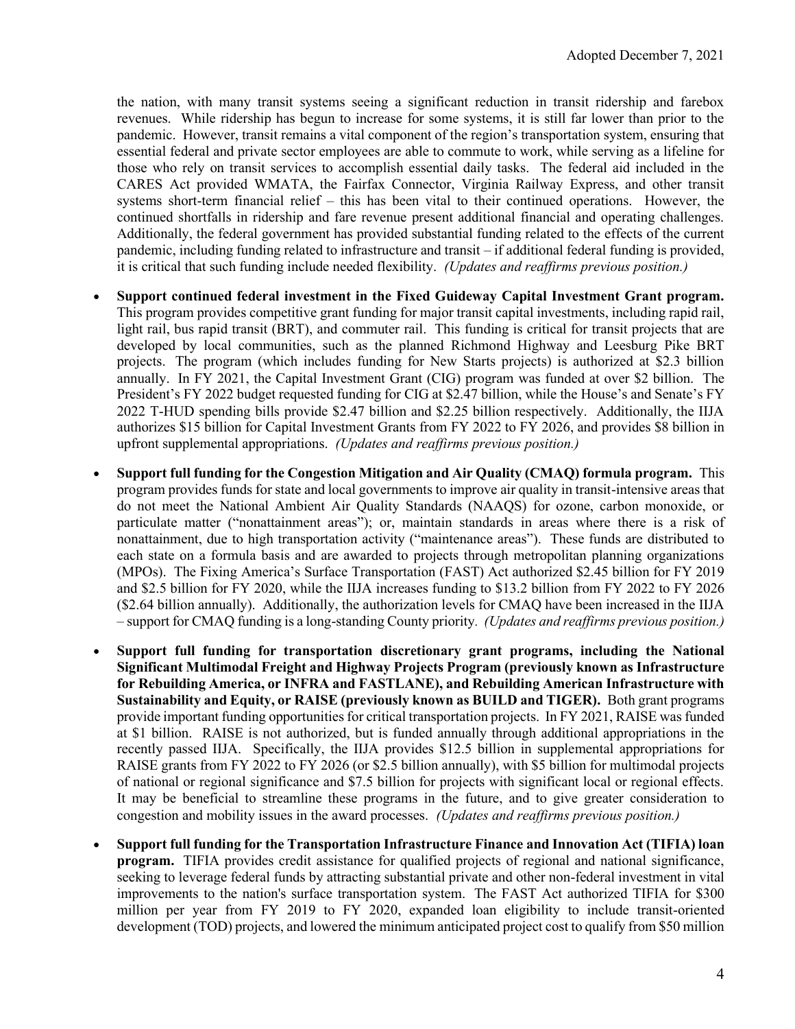the nation, with many transit systems seeing a significant reduction in transit ridership and farebox revenues. While ridership has begun to increase for some systems, it is still far lower than prior to the pandemic. However, transit remains a vital component of the region's transportation system, ensuring that essential federal and private sector employees are able to commute to work, while serving as a lifeline for those who rely on transit services to accomplish essential daily tasks. The federal aid included in the CARES Act provided WMATA, the Fairfax Connector, Virginia Railway Express, and other transit systems short-term financial relief – this has been vital to their continued operations. However, the continued shortfalls in ridership and fare revenue present additional financial and operating challenges. Additionally, the federal government has provided substantial funding related to the effects of the current pandemic, including funding related to infrastructure and transit – if additional federal funding is provided, it is critical that such funding include needed flexibility. *(Updates and reaffirms previous position.)*

- **Support continued federal investment in the Fixed Guideway Capital Investment Grant program.** This program provides competitive grant funding for major transit capital investments, including rapid rail, light rail, bus rapid transit (BRT), and commuter rail. This funding is critical for transit projects that are developed by local communities, such as the planned Richmond Highway and Leesburg Pike BRT projects. The program (which includes funding for New Starts projects) is authorized at $2.3 billion annually. In FY 2021, the Capital Investment Grant (CIG) program was funded at over $2 billion. The President's FY 2022 budget requested funding for CIG at $2.47 billion, while the House's and Senate's FY 2022 T-HUD spending bills provide $2.47 billion and $2.25 billion respectively. Additionally, the IIJA authorizes $15 billion for Capital Investment Grants from FY 2022 to FY 2026, and provides $8 billion in upfront supplemental appropriations. *(Updates and reaffirms previous position.)*

- **Support full funding for the Congestion Mitigation and Air Quality (CMAQ) formula program.** This program provides funds for state and local governments to improve air quality in transit-intensive areas that do not meet the National Ambient Air Quality Standards (NAAQS) for ozone, carbon monoxide, or particulate matter ("nonattainment areas"); or, maintain standards in areas where there is a risk of nonattainment, due to high transportation activity ("maintenance areas"). These funds are distributed to each state on a formula basis and are awarded to projects through metropolitan planning organizations (MPOs). The Fixing America's Surface Transportation (FAST) Act authorized $2.45 billion for FY 2019 and $2.5 billion for FY 2020, while the IIJA increases funding to $13.2 billion from FY 2022 to FY 2026 ($2.64 billion annually). Additionally, the authorization levels for CMAQ have been increased in the IIJA – support for CMAQ funding is a long-standing County priority. *(Updates and reaffirms previous position.)*

- **Support full funding for transportation discretionary grant programs, including the National Significant Multimodal Freight and Highway Projects Program (previously known as Infrastructure for Rebuilding America, or INFRA and FASTLANE), and Rebuilding American Infrastructure with Sustainability and Equity, or RAISE (previously known as BUILD and TIGER).** Both grant programs provide important funding opportunities for critical transportation projects. In FY 2021, RAISE was funded at $1 billion. RAISE is not authorized, but is funded annually through additional appropriations in the recently passed IIJA. Specifically, the IIJA provides $12.5 billion in supplemental appropriations for RAISE grants from FY 2022 to FY 2026 (or $2.5 billion annually), with $5 billion for multimodal projects of national or regional significance and $7.5 billion for projects with significant local or regional effects. It may be beneficial to streamline these programs in the future, and to give greater consideration to congestion and mobility issues in the award processes. *(Updates and reaffirms previous position.)*

- **Support full funding for the Transportation Infrastructure Finance and Innovation Act (TIFIA) loan program.** TIFIA provides credit assistance for qualified projects of regional and national significance, seeking to leverage federal funds by attracting substantial private and other non-federal investment in vital improvements to the nation's surface transportation system. The FAST Act authorized TIFIA for $300 million per year from FY 2019 to FY 2020, expanded loan eligibility to include transit-oriented development (TOD) projects, and lowered the minimum anticipated project cost to qualify from $50 million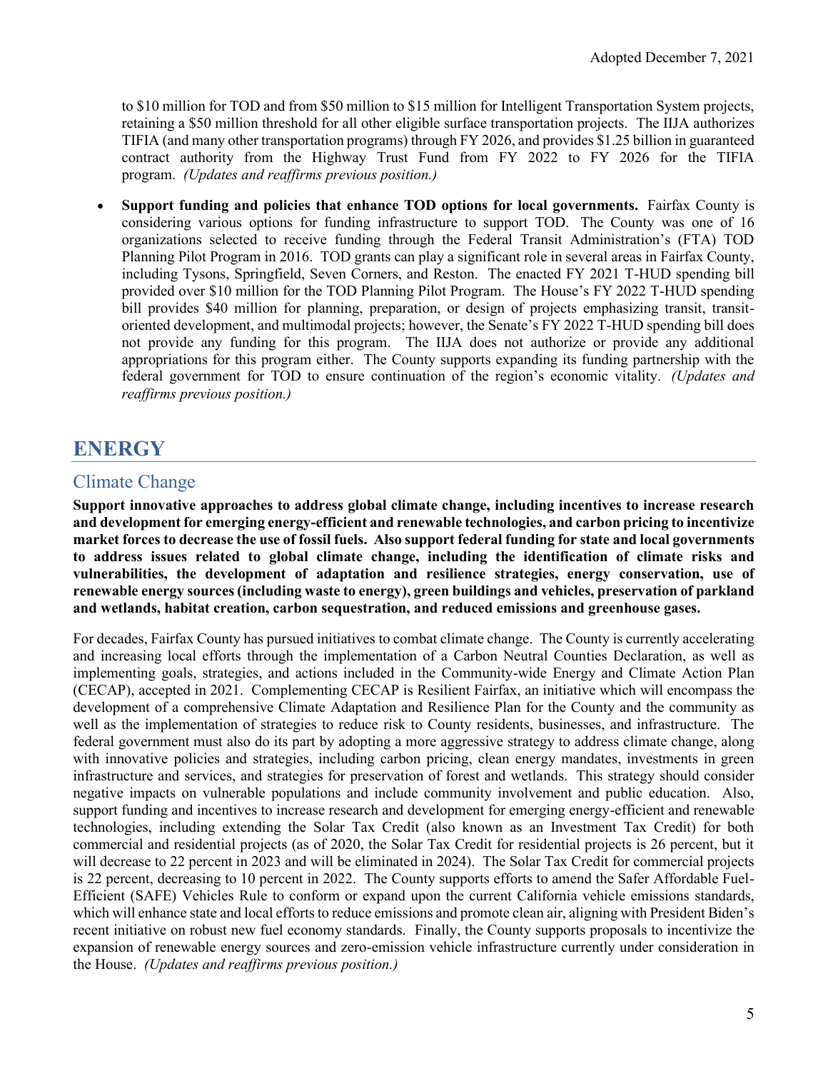to $10 million for TOD and from $50 million to $15 million for Intelligent Transportation System projects, retaining a $50 million threshold for all other eligible surface transportation projects. The IIJA authorizes TIFIA (and many other transportation programs) through FY 2026, and provides $1.25 billion in guaranteed contract authority from the Highway Trust Fund from FY 2022 to FY 2026 for the TIFIA program. *(Updates and reaffirms previous position.)*

- **Support funding and policies that enhance TOD options for local governments.** Fairfax County is considering various options for funding infrastructure to support TOD. The County was one of 16 organizations selected to receive funding through the Federal Transit Administration's (FTA) TOD Planning Pilot Program in 2016. TOD grants can play a significant role in several areas in Fairfax County, including Tysons, Springfield, Seven Corners, and Reston. The enacted FY 2021 T-HUD spending bill provided over $10 million for the TOD Planning Pilot Program. The House's FY 2022 T-HUD spending bill provides $40 million for planning, preparation, or design of projects emphasizing transit, transit-oriented development, and multimodal projects; however, the Senate's FY 2022 T-HUD spending bill does not provide any funding for this program. The IIJA does not authorize or provide any additional appropriations for this program either. The County supports expanding its funding partnership with the federal government for TOD to ensure continuation of the region's economic vitality. *(Updates and reaffirms previous position.)*

# ENERGY

## Climate Change

**Support innovative approaches to address global climate change, including incentives to increase research and development for emerging energy-efficient and renewable technologies, and carbon pricing to incentivize market forces to decrease the use of fossil fuels. Also support federal funding for state and local governments to address issues related to global climate change, including the identification of climate risks and vulnerabilities, the development of adaptation and resilience strategies, energy conservation, use of renewable energy sources (including waste to energy), green buildings and vehicles, preservation of parkland and wetlands, habitat creation, carbon sequestration, and reduced emissions and greenhouse gases.**

For decades, Fairfax County has pursued initiatives to combat climate change. The County is currently accelerating and increasing local efforts through the implementation of a Carbon Neutral Counties Declaration, as well as implementing goals, strategies, and actions included in the Community-wide Energy and Climate Action Plan (CECAP), accepted in 2021. Complementing CECAP is Resilient Fairfax, an initiative which will encompass the development of a comprehensive Climate Adaptation and Resilience Plan for the County and the community as well as the implementation of strategies to reduce risk to County residents, businesses, and infrastructure. The federal government must also do its part by adopting a more aggressive strategy to address climate change, along with innovative policies and strategies, including carbon pricing, clean energy mandates, investments in green infrastructure and services, and strategies for preservation of forest and wetlands. This strategy should consider negative impacts on vulnerable populations and include community involvement and public education. Also, support funding and incentives to increase research and development for emerging energy-efficient and renewable technologies, including extending the Solar Tax Credit (also known as an Investment Tax Credit) for both commercial and residential projects (as of 2020, the Solar Tax Credit for residential projects is 26 percent, but it will decrease to 22 percent in 2023 and will be eliminated in 2024). The Solar Tax Credit for commercial projects is 22 percent, decreasing to 10 percent in 2022. The County supports efforts to amend the Safer Affordable Fuel-Efficient (SAFE) Vehicles Rule to conform or expand upon the current California vehicle emissions standards, which will enhance state and local efforts to reduce emissions and promote clean air, aligning with President Biden's recent initiative on robust new fuel economy standards. Finally, the County supports proposals to incentivize the expansion of renewable energy sources and zero-emission vehicle infrastructure currently under consideration in the House. *(Updates and reaffirms previous position.)*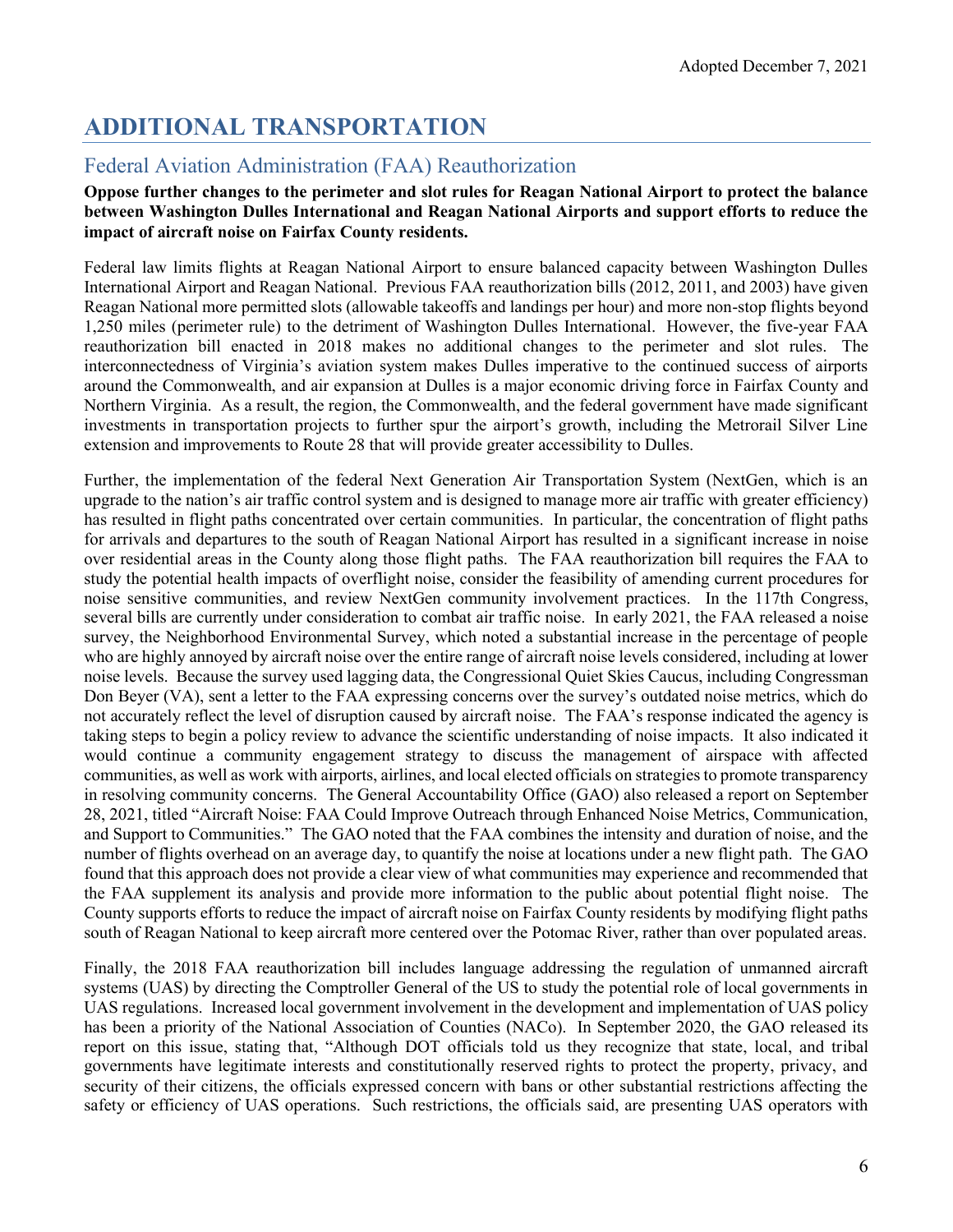# ADDITIONAL TRANSPORTATION

## Federal Aviation Administration (FAA) Reauthorization

**Oppose further changes to the perimeter and slot rules for Reagan National Airport to protect the balance between Washington Dulles International and Reagan National Airports and support efforts to reduce the impact of aircraft noise on Fairfax County residents.**

Federal law limits flights at Reagan National Airport to ensure balanced capacity between Washington Dulles International Airport and Reagan National. Previous FAA reauthorization bills (2012, 2011, and 2003) have given Reagan National more permitted slots (allowable takeoffs and landings per hour) and more non-stop flights beyond 1,250 miles (perimeter rule) to the detriment of Washington Dulles International. However, the five-year FAA reauthorization bill enacted in 2018 makes no additional changes to the perimeter and slot rules. The interconnectedness of Virginia's aviation system makes Dulles imperative to the continued success of airports around the Commonwealth, and air expansion at Dulles is a major economic driving force in Fairfax County and Northern Virginia. As a result, the region, the Commonwealth, and the federal government have made significant investments in transportation projects to further spur the airport's growth, including the Metrorail Silver Line extension and improvements to Route 28 that will provide greater accessibility to Dulles.

Further, the implementation of the federal Next Generation Air Transportation System (NextGen, which is an upgrade to the nation's air traffic control system and is designed to manage more air traffic with greater efficiency) has resulted in flight paths concentrated over certain communities. In particular, the concentration of flight paths for arrivals and departures to the south of Reagan National Airport has resulted in a significant increase in noise over residential areas in the County along those flight paths. The FAA reauthorization bill requires the FAA to study the potential health impacts of overflight noise, consider the feasibility of amending current procedures for noise sensitive communities, and review NextGen community involvement practices. In the 117th Congress, several bills are currently under consideration to combat air traffic noise. In early 2021, the FAA released a noise survey, the Neighborhood Environmental Survey, which noted a substantial increase in the percentage of people who are highly annoyed by aircraft noise over the entire range of aircraft noise levels considered, including at lower noise levels. Because the survey used lagging data, the Congressional Quiet Skies Caucus, including Congressman Don Beyer (VA), sent a letter to the FAA expressing concerns over the survey's outdated noise metrics, which do not accurately reflect the level of disruption caused by aircraft noise. The FAA's response indicated the agency is taking steps to begin a policy review to advance the scientific understanding of noise impacts. It also indicated it would continue a community engagement strategy to discuss the management of airspace with affected communities, as well as work with airports, airlines, and local elected officials on strategies to promote transparency in resolving community concerns. The General Accountability Office (GAO) also released a report on September 28, 2021, titled "Aircraft Noise: FAA Could Improve Outreach through Enhanced Noise Metrics, Communication, and Support to Communities." The GAO noted that the FAA combines the intensity and duration of noise, and the number of flights overhead on an average day, to quantify the noise at locations under a new flight path. The GAO found that this approach does not provide a clear view of what communities may experience and recommended that the FAA supplement its analysis and provide more information to the public about potential flight noise. The County supports efforts to reduce the impact of aircraft noise on Fairfax County residents by modifying flight paths south of Reagan National to keep aircraft more centered over the Potomac River, rather than over populated areas.

Finally, the 2018 FAA reauthorization bill includes language addressing the regulation of unmanned aircraft systems (UAS) by directing the Comptroller General of the US to study the potential role of local governments in UAS regulations. Increased local government involvement in the development and implementation of UAS policy has been a priority of the National Association of Counties (NACo). In September 2020, the GAO released its report on this issue, stating that, "Although DOT officials told us they recognize that state, local, and tribal governments have legitimate interests and constitutionally reserved rights to protect the property, privacy, and security of their citizens, the officials expressed concern with bans or other substantial restrictions affecting the safety or efficiency of UAS operations. Such restrictions, the officials said, are presenting UAS operators with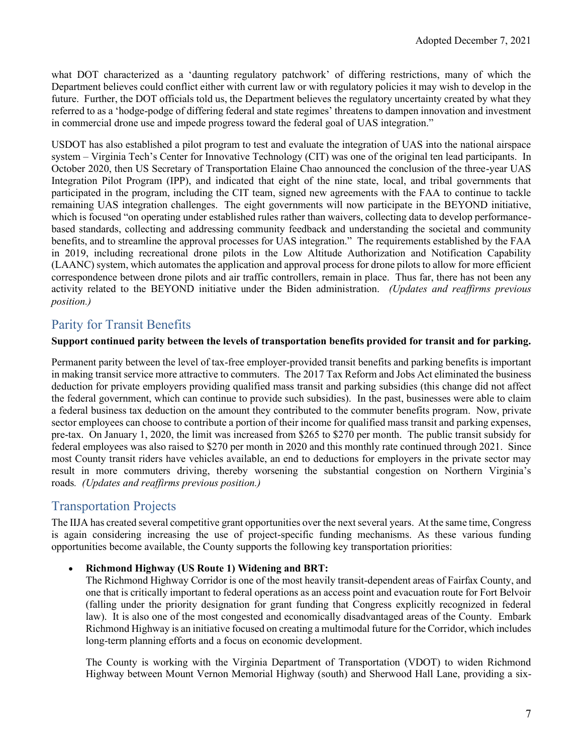what DOT characterized as a 'daunting regulatory patchwork' of differing restrictions, many of which the Department believes could conflict either with current law or with regulatory policies it may wish to develop in the future. Further, the DOT officials told us, the Department believes the regulatory uncertainty created by what they referred to as a 'hodge-podge of differing federal and state regimes' threatens to dampen innovation and investment in commercial drone use and impede progress toward the federal goal of UAS integration."

USDOT has also established a pilot program to test and evaluate the integration of UAS into the national airspace system – Virginia Tech's Center for Innovative Technology (CIT) was one of the original ten lead participants. In October 2020, then US Secretary of Transportation Elaine Chao announced the conclusion of the three-year UAS Integration Pilot Program (IPP), and indicated that eight of the nine state, local, and tribal governments that participated in the program, including the CIT team, signed new agreements with the FAA to continue to tackle remaining UAS integration challenges. The eight governments will now participate in the BEYOND initiative, which is focused "on operating under established rules rather than waivers, collecting data to develop performance-based standards, collecting and addressing community feedback and understanding the societal and community benefits, and to streamline the approval processes for UAS integration." The requirements established by the FAA in 2019, including recreational drone pilots in the Low Altitude Authorization and Notification Capability (LAANC) system, which automates the application and approval process for drone pilots to allow for more efficient correspondence between drone pilots and air traffic controllers, remain in place. Thus far, there has not been any activity related to the BEYOND initiative under the Biden administration. *(Updates and reaffirms previous position.)*

## Parity for Transit Benefits

**Support continued parity between the levels of transportation benefits provided for transit and for parking.**

Permanent parity between the level of tax-free employer-provided transit benefits and parking benefits is important in making transit service more attractive to commuters. The 2017 Tax Reform and Jobs Act eliminated the business deduction for private employers providing qualified mass transit and parking subsidies (this change did not affect the federal government, which can continue to provide such subsidies). In the past, businesses were able to claim a federal business tax deduction on the amount they contributed to the commuter benefits program. Now, private sector employees can choose to contribute a portion of their income for qualified mass transit and parking expenses, pre-tax. On January 1, 2020, the limit was increased from $265 to $270 per month. The public transit subsidy for federal employees was also raised to $270 per month in 2020 and this monthly rate continued through 2021. Since most County transit riders have vehicles available, an end to deductions for employers in the private sector may result in more commuters driving, thereby worsening the substantial congestion on Northern Virginia's roads*.* *(Updates and reaffirms previous position.)*

## Transportation Projects

The IIJA has created several competitive grant opportunities over the next several years. At the same time, Congress is again considering increasing the use of project-specific funding mechanisms. As these various funding opportunities become available, the County supports the following key transportation priorities:

- **Richmond Highway (US Route 1) Widening and BRT:**
  The Richmond Highway Corridor is one of the most heavily transit-dependent areas of Fairfax County, and one that is critically important to federal operations as an access point and evacuation route for Fort Belvoir (falling under the priority designation for grant funding that Congress explicitly recognized in federal law). It is also one of the most congested and economically disadvantaged areas of the County. Embark Richmond Highway is an initiative focused on creating a multimodal future for the Corridor, which includes long-term planning efforts and a focus on economic development.

  The County is working with the Virginia Department of Transportation (VDOT) to widen Richmond Highway between Mount Vernon Memorial Highway (south) and Sherwood Hall Lane, providing a six-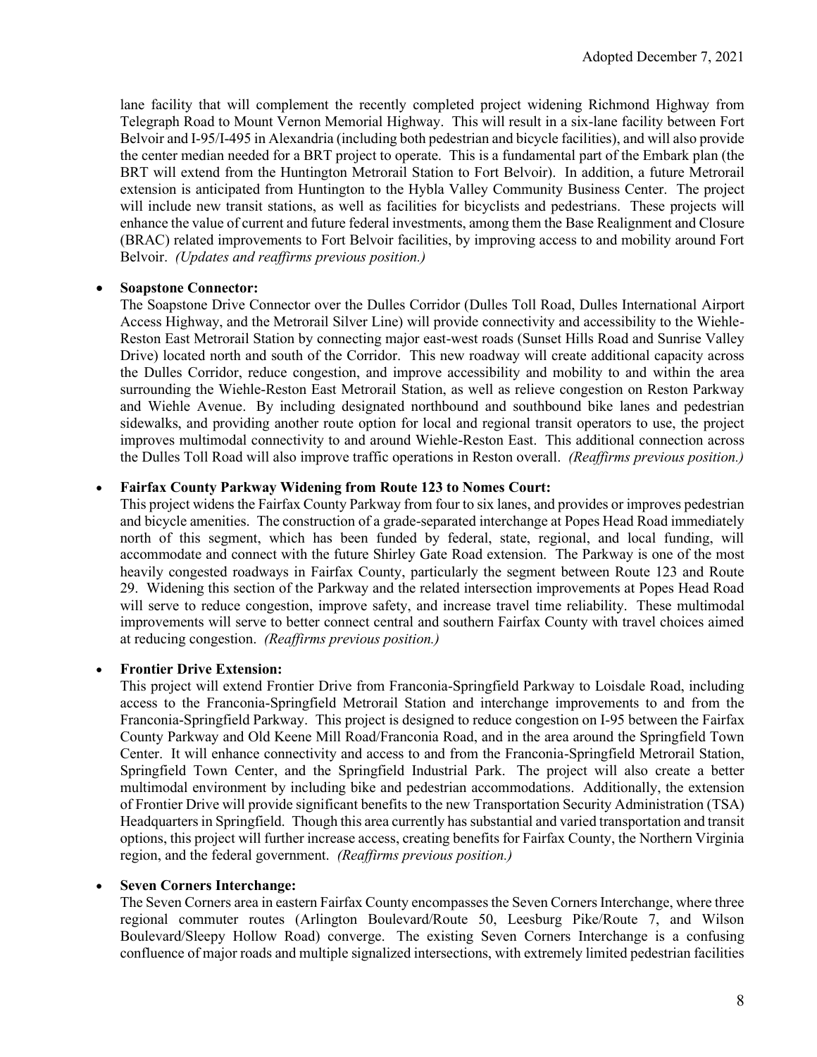lane facility that will complement the recently completed project widening Richmond Highway from Telegraph Road to Mount Vernon Memorial Highway. This will result in a six-lane facility between Fort Belvoir and I-95/I-495 in Alexandria (including both pedestrian and bicycle facilities), and will also provide the center median needed for a BRT project to operate. This is a fundamental part of the Embark plan (the BRT will extend from the Huntington Metrorail Station to Fort Belvoir). In addition, a future Metrorail extension is anticipated from Huntington to the Hybla Valley Community Business Center. The project will include new transit stations, as well as facilities for bicyclists and pedestrians. These projects will enhance the value of current and future federal investments, among them the Base Realignment and Closure (BRAC) related improvements to Fort Belvoir facilities, by improving access to and mobility around Fort Belvoir. *(Updates and reaffirms previous position.)*

- **Soapstone Connector:**
  The Soapstone Drive Connector over the Dulles Corridor (Dulles Toll Road, Dulles International Airport Access Highway, and the Metrorail Silver Line) will provide connectivity and accessibility to the Wiehle-Reston East Metrorail Station by connecting major east-west roads (Sunset Hills Road and Sunrise Valley Drive) located north and south of the Corridor. This new roadway will create additional capacity across the Dulles Corridor, reduce congestion, and improve accessibility and mobility to and within the area surrounding the Wiehle-Reston East Metrorail Station, as well as relieve congestion on Reston Parkway and Wiehle Avenue. By including designated northbound and southbound bike lanes and pedestrian sidewalks, and providing another route option for local and regional transit operators to use, the project improves multimodal connectivity to and around Wiehle-Reston East. This additional connection across the Dulles Toll Road will also improve traffic operations in Reston overall. *(Reaffirms previous position.)*

- **Fairfax County Parkway Widening from Route 123 to Nomes Court:**
  This project widens the Fairfax County Parkway from four to six lanes, and provides or improves pedestrian and bicycle amenities. The construction of a grade-separated interchange at Popes Head Road immediately north of this segment, which has been funded by federal, state, regional, and local funding, will accommodate and connect with the future Shirley Gate Road extension. The Parkway is one of the most heavily congested roadways in Fairfax County, particularly the segment between Route 123 and Route 29. Widening this section of the Parkway and the related intersection improvements at Popes Head Road will serve to reduce congestion, improve safety, and increase travel time reliability. These multimodal improvements will serve to better connect central and southern Fairfax County with travel choices aimed at reducing congestion. *(Reaffirms previous position.)*

- **Frontier Drive Extension:**
  This project will extend Frontier Drive from Franconia-Springfield Parkway to Loisdale Road, including access to the Franconia-Springfield Metrorail Station and interchange improvements to and from the Franconia-Springfield Parkway. This project is designed to reduce congestion on I-95 between the Fairfax County Parkway and Old Keene Mill Road/Franconia Road, and in the area around the Springfield Town Center. It will enhance connectivity and access to and from the Franconia-Springfield Metrorail Station, Springfield Town Center, and the Springfield Industrial Park. The project will also create a better multimodal environment by including bike and pedestrian accommodations. Additionally, the extension of Frontier Drive will provide significant benefits to the new Transportation Security Administration (TSA) Headquarters in Springfield. Though this area currently has substantial and varied transportation and transit options, this project will further increase access, creating benefits for Fairfax County, the Northern Virginia region, and the federal government. *(Reaffirms previous position.)*

- **Seven Corners Interchange:**
  The Seven Corners area in eastern Fairfax County encompasses the Seven Corners Interchange, where three regional commuter routes (Arlington Boulevard/Route 50, Leesburg Pike/Route 7, and Wilson Boulevard/Sleepy Hollow Road) converge. The existing Seven Corners Interchange is a confusing confluence of major roads and multiple signalized intersections, with extremely limited pedestrian facilities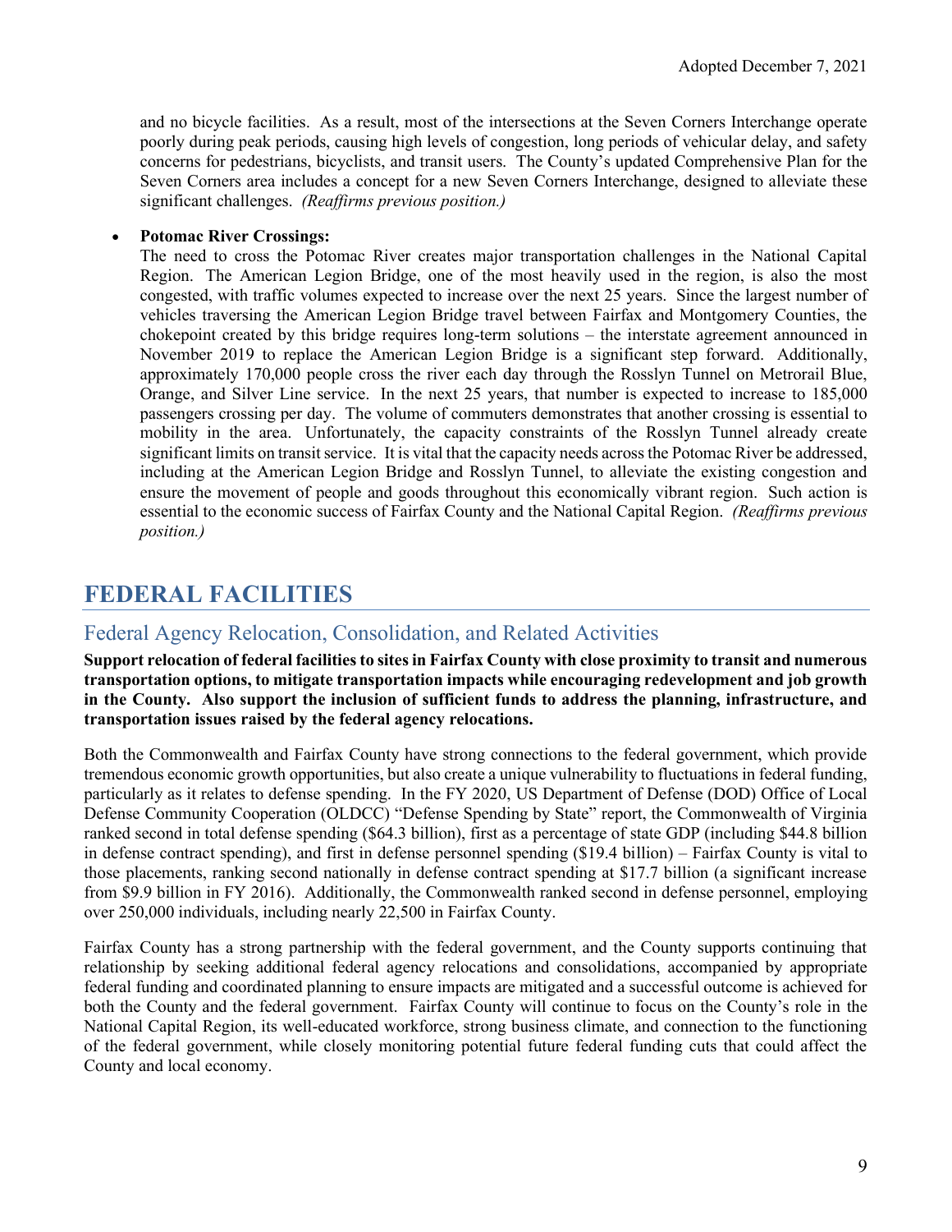and no bicycle facilities. As a result, most of the intersections at the Seven Corners Interchange operate poorly during peak periods, causing high levels of congestion, long periods of vehicular delay, and safety concerns for pedestrians, bicyclists, and transit users. The County's updated Comprehensive Plan for the Seven Corners area includes a concept for a new Seven Corners Interchange, designed to alleviate these significant challenges. *(Reaffirms previous position.)*

- **Potomac River Crossings:**
  The need to cross the Potomac River creates major transportation challenges in the National Capital Region. The American Legion Bridge, one of the most heavily used in the region, is also the most congested, with traffic volumes expected to increase over the next 25 years. Since the largest number of vehicles traversing the American Legion Bridge travel between Fairfax and Montgomery Counties, the chokepoint created by this bridge requires long-term solutions – the interstate agreement announced in November 2019 to replace the American Legion Bridge is a significant step forward. Additionally, approximately 170,000 people cross the river each day through the Rosslyn Tunnel on Metrorail Blue, Orange, and Silver Line service. In the next 25 years, that number is expected to increase to 185,000 passengers crossing per day. The volume of commuters demonstrates that another crossing is essential to mobility in the area. Unfortunately, the capacity constraints of the Rosslyn Tunnel already create significant limits on transit service. It is vital that the capacity needs across the Potomac River be addressed, including at the American Legion Bridge and Rosslyn Tunnel, to alleviate the existing congestion and ensure the movement of people and goods throughout this economically vibrant region. Such action is essential to the economic success of Fairfax County and the National Capital Region. *(Reaffirms previous position.)*

# FEDERAL FACILITIES

## Federal Agency Relocation, Consolidation, and Related Activities

**Support relocation of federal facilities to sites in Fairfax County with close proximity to transit and numerous transportation options, to mitigate transportation impacts while encouraging redevelopment and job growth in the County. Also support the inclusion of sufficient funds to address the planning, infrastructure, and transportation issues raised by the federal agency relocations.**

Both the Commonwealth and Fairfax County have strong connections to the federal government, which provide tremendous economic growth opportunities, but also create a unique vulnerability to fluctuations in federal funding, particularly as it relates to defense spending. In the FY 2020, US Department of Defense (DOD) Office of Local Defense Community Cooperation (OLDCC) "Defense Spending by State" report, the Commonwealth of Virginia ranked second in total defense spending ($64.3 billion), first as a percentage of state GDP (including $44.8 billion in defense contract spending), and first in defense personnel spending ($19.4 billion) – Fairfax County is vital to those placements, ranking second nationally in defense contract spending at $17.7 billion (a significant increase from $9.9 billion in FY 2016). Additionally, the Commonwealth ranked second in defense personnel, employing over 250,000 individuals, including nearly 22,500 in Fairfax County.

Fairfax County has a strong partnership with the federal government, and the County supports continuing that relationship by seeking additional federal agency relocations and consolidations, accompanied by appropriate federal funding and coordinated planning to ensure impacts are mitigated and a successful outcome is achieved for both the County and the federal government. Fairfax County will continue to focus on the County's role in the National Capital Region, its well-educated workforce, strong business climate, and connection to the functioning of the federal government, while closely monitoring potential future federal funding cuts that could affect the County and local economy.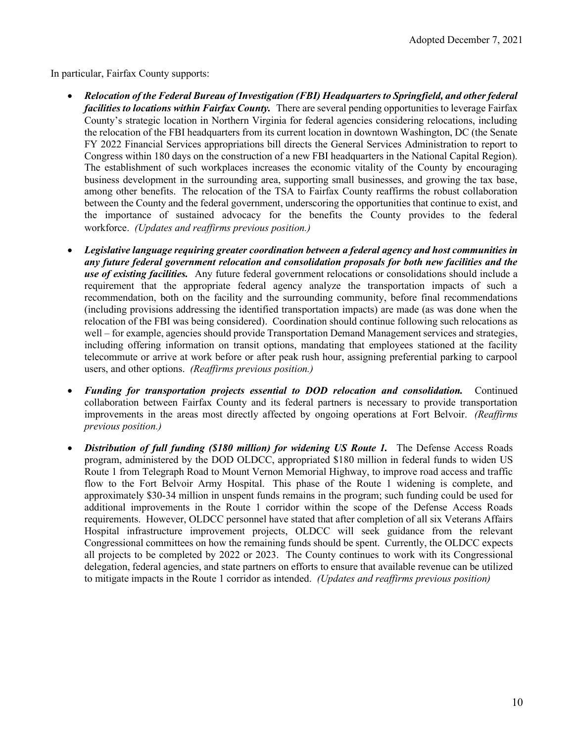In particular, Fairfax County supports:

- ***Relocation of the Federal Bureau of Investigation (FBI) Headquarters to Springfield, and other federal facilities to locations within Fairfax County.*** There are several pending opportunities to leverage Fairfax County's strategic location in Northern Virginia for federal agencies considering relocations, including the relocation of the FBI headquarters from its current location in downtown Washington, DC (the Senate FY 2022 Financial Services appropriations bill directs the General Services Administration to report to Congress within 180 days on the construction of a new FBI headquarters in the National Capital Region). The establishment of such workplaces increases the economic vitality of the County by encouraging business development in the surrounding area, supporting small businesses, and growing the tax base, among other benefits. The relocation of the TSA to Fairfax County reaffirms the robust collaboration between the County and the federal government, underscoring the opportunities that continue to exist, and the importance of sustained advocacy for the benefits the County provides to the federal workforce. *(Updates and reaffirms previous position.)*

- ***Legislative language requiring greater coordination between a federal agency and host communities in any future federal government relocation and consolidation proposals for both new facilities and the use of existing facilities.*** Any future federal government relocations or consolidations should include a requirement that the appropriate federal agency analyze the transportation impacts of such a recommendation, both on the facility and the surrounding community, before final recommendations (including provisions addressing the identified transportation impacts) are made (as was done when the relocation of the FBI was being considered). Coordination should continue following such relocations as well – for example, agencies should provide Transportation Demand Management services and strategies, including offering information on transit options, mandating that employees stationed at the facility telecommute or arrive at work before or after peak rush hour, assigning preferential parking to carpool users, and other options. *(Reaffirms previous position.)*

- ***Funding for transportation projects essential to DOD relocation and consolidation.*** Continued collaboration between Fairfax County and its federal partners is necessary to provide transportation improvements in the areas most directly affected by ongoing operations at Fort Belvoir. *(Reaffirms previous position.)*

- ***Distribution of full funding ($180 million) for widening US Route 1.*** The Defense Access Roads program, administered by the DOD OLDCC, appropriated $180 million in federal funds to widen US Route 1 from Telegraph Road to Mount Vernon Memorial Highway, to improve road access and traffic flow to the Fort Belvoir Army Hospital. This phase of the Route 1 widening is complete, and approximately $30-34 million in unspent funds remains in the program; such funding could be used for additional improvements in the Route 1 corridor within the scope of the Defense Access Roads requirements. However, OLDCC personnel have stated that after completion of all six Veterans Affairs Hospital infrastructure improvement projects, OLDCC will seek guidance from the relevant Congressional committees on how the remaining funds should be spent. Currently, the OLDCC expects all projects to be completed by 2022 or 2023. The County continues to work with its Congressional delegation, federal agencies, and state partners on efforts to ensure that available revenue can be utilized to mitigate impacts in the Route 1 corridor as intended. *(Updates and reaffirms previous position)*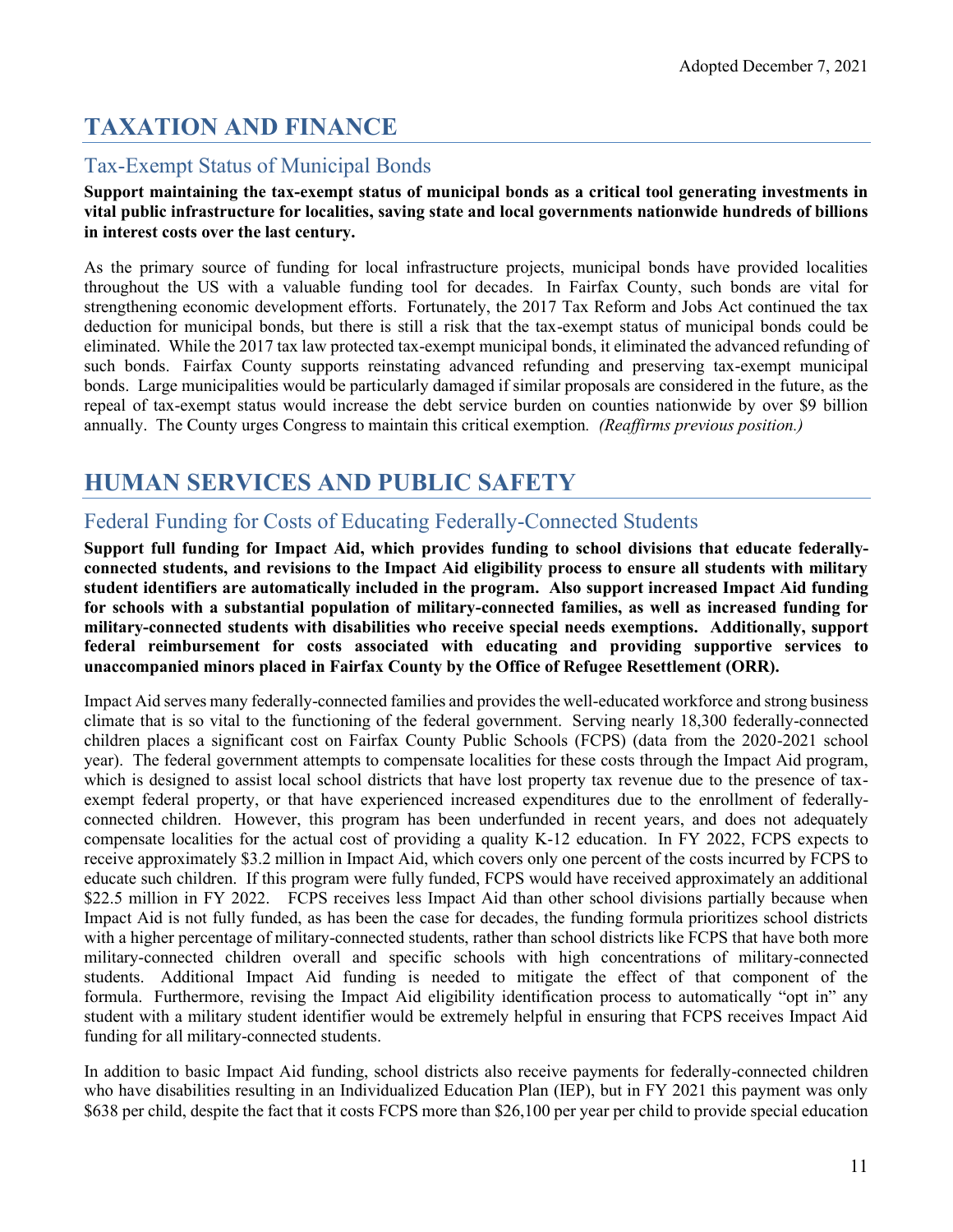# TAXATION AND FINANCE

## Tax-Exempt Status of Municipal Bonds

**Support maintaining the tax-exempt status of municipal bonds as a critical tool generating investments in vital public infrastructure for localities, saving state and local governments nationwide hundreds of billions in interest costs over the last century.**

As the primary source of funding for local infrastructure projects, municipal bonds have provided localities throughout the US with a valuable funding tool for decades. In Fairfax County, such bonds are vital for strengthening economic development efforts. Fortunately, the 2017 Tax Reform and Jobs Act continued the tax deduction for municipal bonds, but there is still a risk that the tax-exempt status of municipal bonds could be eliminated. While the 2017 tax law protected tax-exempt municipal bonds, it eliminated the advanced refunding of such bonds. Fairfax County supports reinstating advanced refunding and preserving tax-exempt municipal bonds. Large municipalities would be particularly damaged if similar proposals are considered in the future, as the repeal of tax-exempt status would increase the debt service burden on counties nationwide by over $9 billion annually. The County urges Congress to maintain this critical exemption. *(Reaffirms previous position.)*

# HUMAN SERVICES AND PUBLIC SAFETY

## Federal Funding for Costs of Educating Federally-Connected Students

**Support full funding for Impact Aid, which provides funding to school divisions that educate federally-connected students, and revisions to the Impact Aid eligibility process to ensure all students with military student identifiers are automatically included in the program. Also support increased Impact Aid funding for schools with a substantial population of military-connected families, as well as increased funding for military-connected students with disabilities who receive special needs exemptions. Additionally, support federal reimbursement for costs associated with educating and providing supportive services to unaccompanied minors placed in Fairfax County by the Office of Refugee Resettlement (ORR).**

Impact Aid serves many federally-connected families and provides the well-educated workforce and strong business climate that is so vital to the functioning of the federal government. Serving nearly 18,300 federally-connected children places a significant cost on Fairfax County Public Schools (FCPS) (data from the 2020-2021 school year). The federal government attempts to compensate localities for these costs through the Impact Aid program, which is designed to assist local school districts that have lost property tax revenue due to the presence of tax-exempt federal property, or that have experienced increased expenditures due to the enrollment of federally-connected children. However, this program has been underfunded in recent years, and does not adequately compensate localities for the actual cost of providing a quality K-12 education. In FY 2022, FCPS expects to receive approximately $3.2 million in Impact Aid, which covers only one percent of the costs incurred by FCPS to educate such children. If this program were fully funded, FCPS would have received approximately an additional $22.5 million in FY 2022. FCPS receives less Impact Aid than other school divisions partially because when Impact Aid is not fully funded, as has been the case for decades, the funding formula prioritizes school districts with a higher percentage of military-connected students, rather than school districts like FCPS that have both more military-connected children overall and specific schools with high concentrations of military-connected students. Additional Impact Aid funding is needed to mitigate the effect of that component of the formula. Furthermore, revising the Impact Aid eligibility identification process to automatically "opt in" any student with a military student identifier would be extremely helpful in ensuring that FCPS receives Impact Aid funding for all military-connected students.

In addition to basic Impact Aid funding, school districts also receive payments for federally-connected children who have disabilities resulting in an Individualized Education Plan (IEP), but in FY 2021 this payment was only $638 per child, despite the fact that it costs FCPS more than $26,100 per year per child to provide special education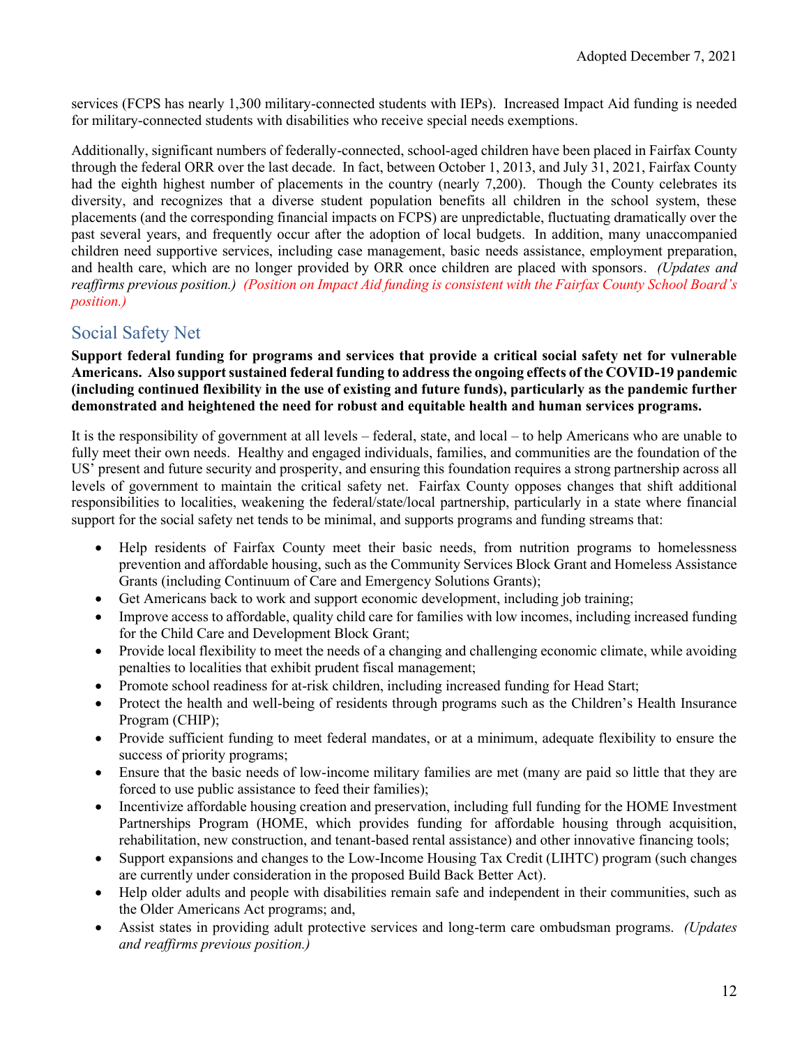services (FCPS has nearly 1,300 military-connected students with IEPs). Increased Impact Aid funding is needed for military-connected students with disabilities who receive special needs exemptions.

Additionally, significant numbers of federally-connected, school-aged children have been placed in Fairfax County through the federal ORR over the last decade. In fact, between October 1, 2013, and July 31, 2021, Fairfax County had the eighth highest number of placements in the country (nearly 7,200). Though the County celebrates its diversity, and recognizes that a diverse student population benefits all children in the school system, these placements (and the corresponding financial impacts on FCPS) are unpredictable, fluctuating dramatically over the past several years, and frequently occur after the adoption of local budgets. In addition, many unaccompanied children need supportive services, including case management, basic needs assistance, employment preparation, and health care, which are no longer provided by ORR once children are placed with sponsors. *(Updates and reaffirms previous position.)* *(Position on Impact Aid funding is consistent with the Fairfax County School Board's position.)*

## Social Safety Net

**Support federal funding for programs and services that provide a critical social safety net for vulnerable Americans. Also support sustained federal funding to address the ongoing effects of the COVID-19 pandemic (including continued flexibility in the use of existing and future funds), particularly as the pandemic further demonstrated and heightened the need for robust and equitable health and human services programs.**

It is the responsibility of government at all levels – federal, state, and local – to help Americans who are unable to fully meet their own needs. Healthy and engaged individuals, families, and communities are the foundation of the US' present and future security and prosperity, and ensuring this foundation requires a strong partnership across all levels of government to maintain the critical safety net. Fairfax County opposes changes that shift additional responsibilities to localities, weakening the federal/state/local partnership, particularly in a state where financial support for the social safety net tends to be minimal, and supports programs and funding streams that:

- Help residents of Fairfax County meet their basic needs, from nutrition programs to homelessness prevention and affordable housing, such as the Community Services Block Grant and Homeless Assistance Grants (including Continuum of Care and Emergency Solutions Grants);
- Get Americans back to work and support economic development, including job training;
- Improve access to affordable, quality child care for families with low incomes, including increased funding for the Child Care and Development Block Grant;
- Provide local flexibility to meet the needs of a changing and challenging economic climate, while avoiding penalties to localities that exhibit prudent fiscal management;
- Promote school readiness for at-risk children, including increased funding for Head Start;
- Protect the health and well-being of residents through programs such as the Children's Health Insurance Program (CHIP);
- Provide sufficient funding to meet federal mandates, or at a minimum, adequate flexibility to ensure the success of priority programs;
- Ensure that the basic needs of low-income military families are met (many are paid so little that they are forced to use public assistance to feed their families);
- Incentivize affordable housing creation and preservation, including full funding for the HOME Investment Partnerships Program (HOME, which provides funding for affordable housing through acquisition, rehabilitation, new construction, and tenant-based rental assistance) and other innovative financing tools;
- Support expansions and changes to the Low-Income Housing Tax Credit (LIHTC) program (such changes are currently under consideration in the proposed Build Back Better Act).
- Help older adults and people with disabilities remain safe and independent in their communities, such as the Older Americans Act programs; and,
- Assist states in providing adult protective services and long-term care ombudsman programs. *(Updates and reaffirms previous position.)*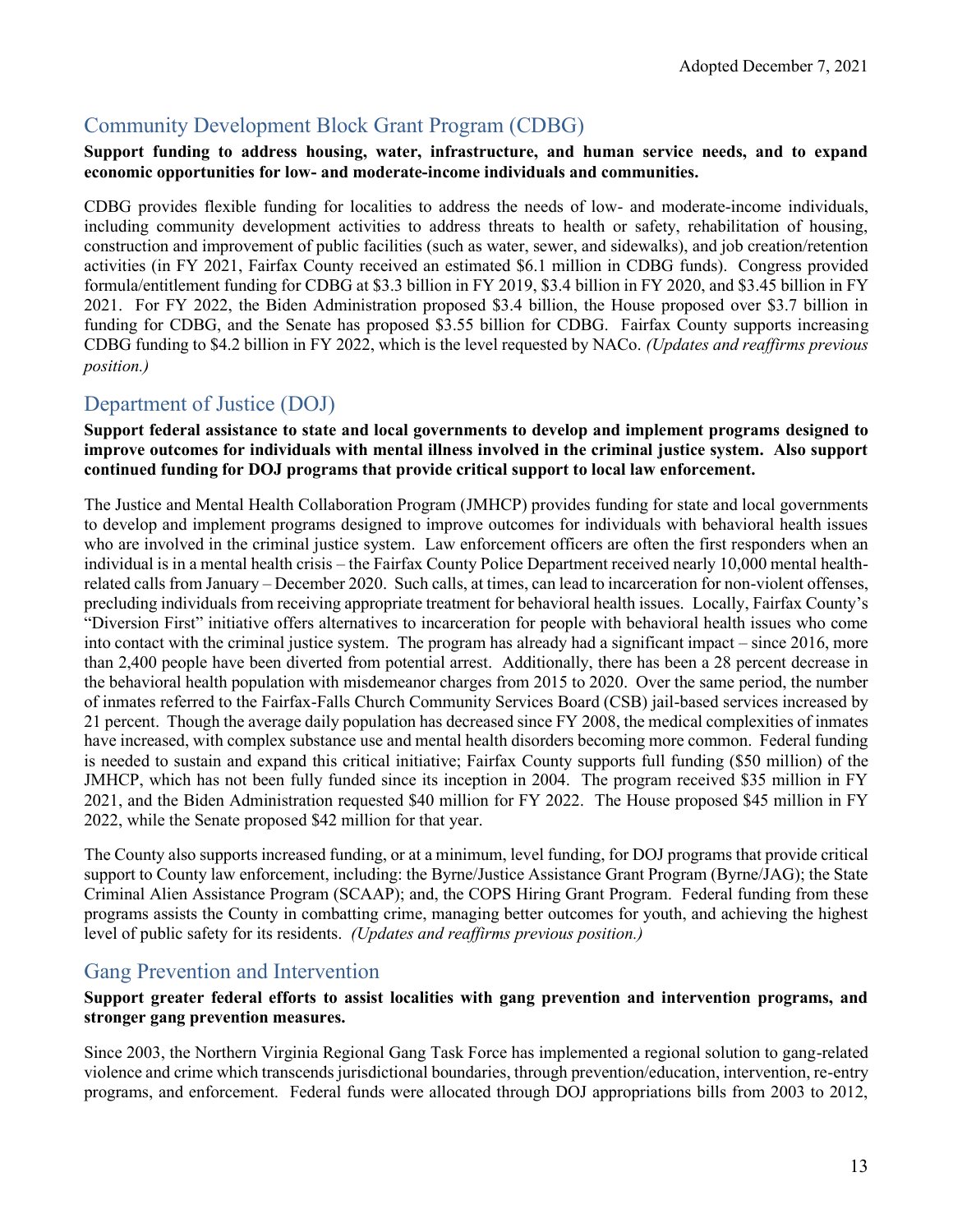## Community Development Block Grant Program (CDBG)

**Support funding to address housing, water, infrastructure, and human service needs, and to expand economic opportunities for low- and moderate-income individuals and communities.**

CDBG provides flexible funding for localities to address the needs of low- and moderate-income individuals, including community development activities to address threats to health or safety, rehabilitation of housing, construction and improvement of public facilities (such as water, sewer, and sidewalks), and job creation/retention activities (in FY 2021, Fairfax County received an estimated $6.1 million in CDBG funds). Congress provided formula/entitlement funding for CDBG at $3.3 billion in FY 2019, $3.4 billion in FY 2020, and $3.45 billion in FY 2021. For FY 2022, the Biden Administration proposed $3.4 billion, the House proposed over $3.7 billion in funding for CDBG, and the Senate has proposed $3.55 billion for CDBG. Fairfax County supports increasing CDBG funding to $4.2 billion in FY 2022, which is the level requested by NACo. *(Updates and reaffirms previous position.)*

## Department of Justice (DOJ)

**Support federal assistance to state and local governments to develop and implement programs designed to improve outcomes for individuals with mental illness involved in the criminal justice system. Also support continued funding for DOJ programs that provide critical support to local law enforcement.**

The Justice and Mental Health Collaboration Program (JMHCP) provides funding for state and local governments to develop and implement programs designed to improve outcomes for individuals with behavioral health issues who are involved in the criminal justice system. Law enforcement officers are often the first responders when an individual is in a mental health crisis – the Fairfax County Police Department received nearly 10,000 mental health-related calls from January – December 2020. Such calls, at times, can lead to incarceration for non-violent offenses, precluding individuals from receiving appropriate treatment for behavioral health issues. Locally, Fairfax County's "Diversion First" initiative offers alternatives to incarceration for people with behavioral health issues who come into contact with the criminal justice system. The program has already had a significant impact – since 2016, more than 2,400 people have been diverted from potential arrest. Additionally, there has been a 28 percent decrease in the behavioral health population with misdemeanor charges from 2015 to 2020. Over the same period, the number of inmates referred to the Fairfax-Falls Church Community Services Board (CSB) jail-based services increased by 21 percent. Though the average daily population has decreased since FY 2008, the medical complexities of inmates have increased, with complex substance use and mental health disorders becoming more common. Federal funding is needed to sustain and expand this critical initiative; Fairfax County supports full funding ($50 million) of the JMHCP, which has not been fully funded since its inception in 2004. The program received $35 million in FY 2021, and the Biden Administration requested $40 million for FY 2022. The House proposed $45 million in FY 2022, while the Senate proposed $42 million for that year.

The County also supports increased funding, or at a minimum, level funding, for DOJ programs that provide critical support to County law enforcement, including: the Byrne/Justice Assistance Grant Program (Byrne/JAG); the State Criminal Alien Assistance Program (SCAAP); and, the COPS Hiring Grant Program. Federal funding from these programs assists the County in combatting crime, managing better outcomes for youth, and achieving the highest level of public safety for its residents. *(Updates and reaffirms previous position.)*

## Gang Prevention and Intervention

**Support greater federal efforts to assist localities with gang prevention and intervention programs, and stronger gang prevention measures.**

Since 2003, the Northern Virginia Regional Gang Task Force has implemented a regional solution to gang-related violence and crime which transcends jurisdictional boundaries, through prevention/education, intervention, re-entry programs, and enforcement. Federal funds were allocated through DOJ appropriations bills from 2003 to 2012,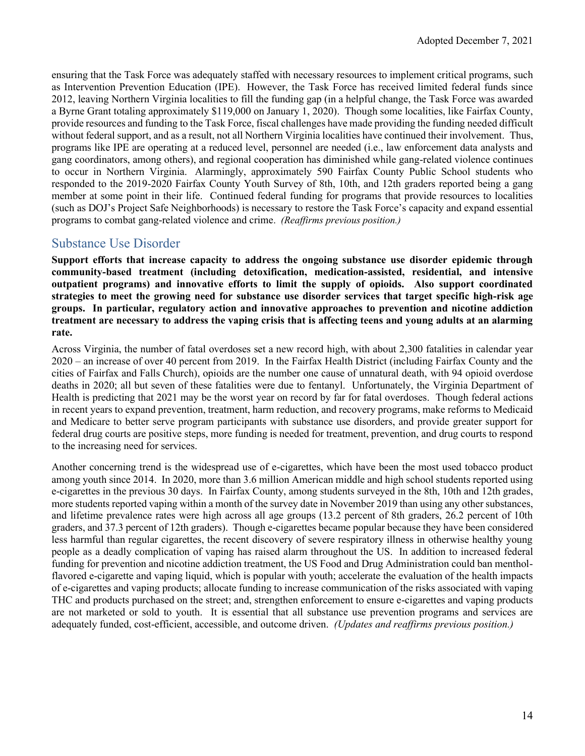ensuring that the Task Force was adequately staffed with necessary resources to implement critical programs, such as Intervention Prevention Education (IPE). However, the Task Force has received limited federal funds since 2012, leaving Northern Virginia localities to fill the funding gap (in a helpful change, the Task Force was awarded a Byrne Grant totaling approximately $119,000 on January 1, 2020). Though some localities, like Fairfax County, provide resources and funding to the Task Force, fiscal challenges have made providing the funding needed difficult without federal support, and as a result, not all Northern Virginia localities have continued their involvement. Thus, programs like IPE are operating at a reduced level, personnel are needed (i.e., law enforcement data analysts and gang coordinators, among others), and regional cooperation has diminished while gang-related violence continues to occur in Northern Virginia. Alarmingly, approximately 590 Fairfax County Public School students who responded to the 2019-2020 Fairfax County Youth Survey of 8th, 10th, and 12th graders reported being a gang member at some point in their life. Continued federal funding for programs that provide resources to localities (such as DOJ's Project Safe Neighborhoods) is necessary to restore the Task Force's capacity and expand essential programs to combat gang-related violence and crime. *(Reaffirms previous position.)*

## Substance Use Disorder

**Support efforts that increase capacity to address the ongoing substance use disorder epidemic through community-based treatment (including detoxification, medication-assisted, residential, and intensive outpatient programs) and innovative efforts to limit the supply of opioids. Also support coordinated strategies to meet the growing need for substance use disorder services that target specific high-risk age groups. In particular, regulatory action and innovative approaches to prevention and nicotine addiction treatment are necessary to address the vaping crisis that is affecting teens and young adults at an alarming rate.**

Across Virginia, the number of fatal overdoses set a new record high, with about 2,300 fatalities in calendar year 2020 – an increase of over 40 percent from 2019. In the Fairfax Health District (including Fairfax County and the cities of Fairfax and Falls Church), opioids are the number one cause of unnatural death, with 94 opioid overdose deaths in 2020; all but seven of these fatalities were due to fentanyl. Unfortunately, the Virginia Department of Health is predicting that 2021 may be the worst year on record by far for fatal overdoses. Though federal actions in recent years to expand prevention, treatment, harm reduction, and recovery programs, make reforms to Medicaid and Medicare to better serve program participants with substance use disorders, and provide greater support for federal drug courts are positive steps, more funding is needed for treatment, prevention, and drug courts to respond to the increasing need for services.

Another concerning trend is the widespread use of e-cigarettes, which have been the most used tobacco product among youth since 2014. In 2020, more than 3.6 million American middle and high school students reported using e-cigarettes in the previous 30 days. In Fairfax County, among students surveyed in the 8th, 10th and 12th grades, more students reported vaping within a month of the survey date in November 2019 than using any other substances, and lifetime prevalence rates were high across all age groups (13.2 percent of 8th graders, 26.2 percent of 10th graders, and 37.3 percent of 12th graders). Though e-cigarettes became popular because they have been considered less harmful than regular cigarettes, the recent discovery of severe respiratory illness in otherwise healthy young people as a deadly complication of vaping has raised alarm throughout the US. In addition to increased federal funding for prevention and nicotine addiction treatment, the US Food and Drug Administration could ban menthol-flavored e-cigarette and vaping liquid, which is popular with youth; accelerate the evaluation of the health impacts of e-cigarettes and vaping products; allocate funding to increase communication of the risks associated with vaping THC and products purchased on the street; and, strengthen enforcement to ensure e-cigarettes and vaping products are not marketed or sold to youth. It is essential that all substance use prevention programs and services are adequately funded, cost-efficient, accessible, and outcome driven. *(Updates and reaffirms previous position.)*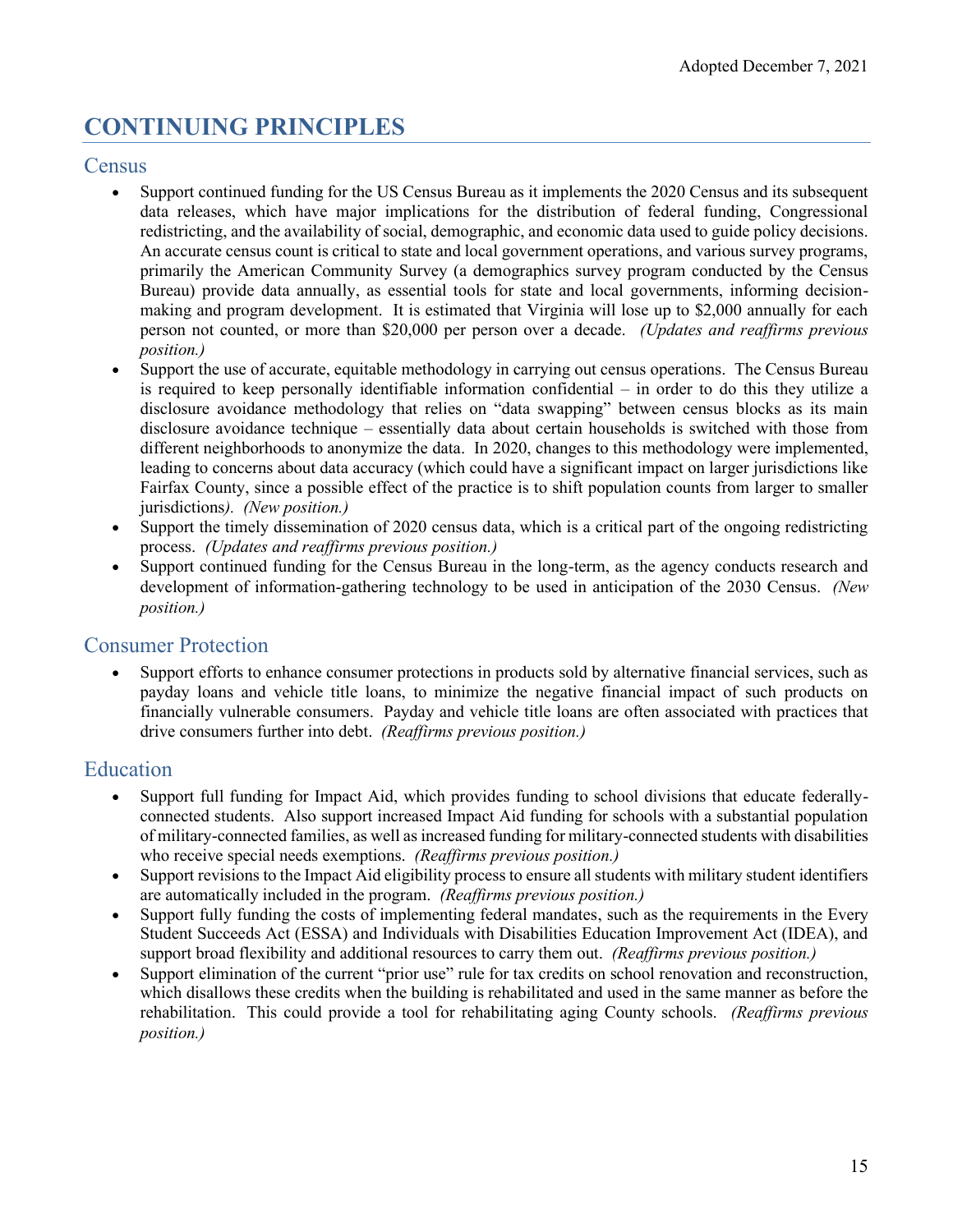Adopted December 7, 2021

# CONTINUING PRINCIPLES

## Census

- Support continued funding for the US Census Bureau as it implements the 2020 Census and its subsequent data releases, which have major implications for the distribution of federal funding, Congressional redistricting, and the availability of social, demographic, and economic data used to guide policy decisions. An accurate census count is critical to state and local government operations, and various survey programs, primarily the American Community Survey (a demographics survey program conducted by the Census Bureau) provide data annually, as essential tools for state and local governments, informing decision-making and program development. It is estimated that Virginia will lose up to $2,000 annually for each person not counted, or more than $20,000 per person over a decade. *(Updates and reaffirms previous position.)*
- Support the use of accurate, equitable methodology in carrying out census operations. The Census Bureau is required to keep personally identifiable information confidential – in order to do this they utilize a disclosure avoidance methodology that relies on "data swapping" between census blocks as its main disclosure avoidance technique – essentially data about certain households is switched with those from different neighborhoods to anonymize the data. In 2020, changes to this methodology were implemented, leading to concerns about data accuracy (which could have a significant impact on larger jurisdictions like Fairfax County, since a possible effect of the practice is to shift population counts from larger to smaller jurisdictions). *(New position.)*
- Support the timely dissemination of 2020 census data, which is a critical part of the ongoing redistricting process. *(Updates and reaffirms previous position.)*
- Support continued funding for the Census Bureau in the long-term, as the agency conducts research and development of information-gathering technology to be used in anticipation of the 2030 Census. *(New position.)*

## Consumer Protection

- Support efforts to enhance consumer protections in products sold by alternative financial services, such as payday loans and vehicle title loans, to minimize the negative financial impact of such products on financially vulnerable consumers. Payday and vehicle title loans are often associated with practices that drive consumers further into debt. *(Reaffirms previous position.)*

## Education

- Support full funding for Impact Aid, which provides funding to school divisions that educate federally-connected students. Also support increased Impact Aid funding for schools with a substantial population of military-connected families, as well as increased funding for military-connected students with disabilities who receive special needs exemptions. *(Reaffirms previous position.)*
- Support revisions to the Impact Aid eligibility process to ensure all students with military student identifiers are automatically included in the program. *(Reaffirms previous position.)*
- Support fully funding the costs of implementing federal mandates, such as the requirements in the Every Student Succeeds Act (ESSA) and Individuals with Disabilities Education Improvement Act (IDEA), and support broad flexibility and additional resources to carry them out. *(Reaffirms previous position.)*
- Support elimination of the current "prior use" rule for tax credits on school renovation and reconstruction, which disallows these credits when the building is rehabilitated and used in the same manner as before the rehabilitation. This could provide a tool for rehabilitating aging County schools. *(Reaffirms previous position.)*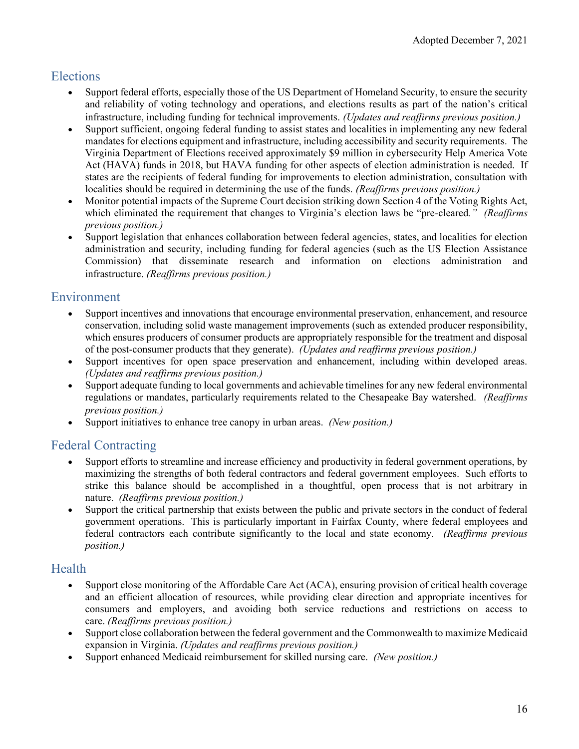## Elections

- Support federal efforts, especially those of the US Department of Homeland Security, to ensure the security and reliability of voting technology and operations, and elections results as part of the nation's critical infrastructure, including funding for technical improvements. *(Updates and reaffirms previous position.)*
- Support sufficient, ongoing federal funding to assist states and localities in implementing any new federal mandates for elections equipment and infrastructure, including accessibility and security requirements. The Virginia Department of Elections received approximately $9 million in cybersecurity Help America Vote Act (HAVA) funds in 2018, but HAVA funding for other aspects of election administration is needed. If states are the recipients of federal funding for improvements to election administration, consultation with localities should be required in determining the use of the funds. *(Reaffirms previous position.)*
- Monitor potential impacts of the Supreme Court decision striking down Section 4 of the Voting Rights Act, which eliminated the requirement that changes to Virginia's election laws be "pre-cleared." *(Reaffirms previous position.)*
- Support legislation that enhances collaboration between federal agencies, states, and localities for election administration and security, including funding for federal agencies (such as the US Election Assistance Commission) that disseminate research and information on elections administration and infrastructure. *(Reaffirms previous position.)*

## Environment

- Support incentives and innovations that encourage environmental preservation, enhancement, and resource conservation, including solid waste management improvements (such as extended producer responsibility, which ensures producers of consumer products are appropriately responsible for the treatment and disposal of the post-consumer products that they generate). *(Updates and reaffirms previous position.)*
- Support incentives for open space preservation and enhancement, including within developed areas. *(Updates and reaffirms previous position.)*
- Support adequate funding to local governments and achievable timelines for any new federal environmental regulations or mandates, particularly requirements related to the Chesapeake Bay watershed. *(Reaffirms previous position.)*
- Support initiatives to enhance tree canopy in urban areas. *(New position.)*

## Federal Contracting

- Support efforts to streamline and increase efficiency and productivity in federal government operations, by maximizing the strengths of both federal contractors and federal government employees. Such efforts to strike this balance should be accomplished in a thoughtful, open process that is not arbitrary in nature. *(Reaffirms previous position.)*
- Support the critical partnership that exists between the public and private sectors in the conduct of federal government operations. This is particularly important in Fairfax County, where federal employees and federal contractors each contribute significantly to the local and state economy. *(Reaffirms previous position.)*

## Health

- Support close monitoring of the Affordable Care Act (ACA), ensuring provision of critical health coverage and an efficient allocation of resources, while providing clear direction and appropriate incentives for consumers and employers, and avoiding both service reductions and restrictions on access to care. *(Reaffirms previous position.)*
- Support close collaboration between the federal government and the Commonwealth to maximize Medicaid expansion in Virginia. *(Updates and reaffirms previous position.)*
- Support enhanced Medicaid reimbursement for skilled nursing care. *(New position.)*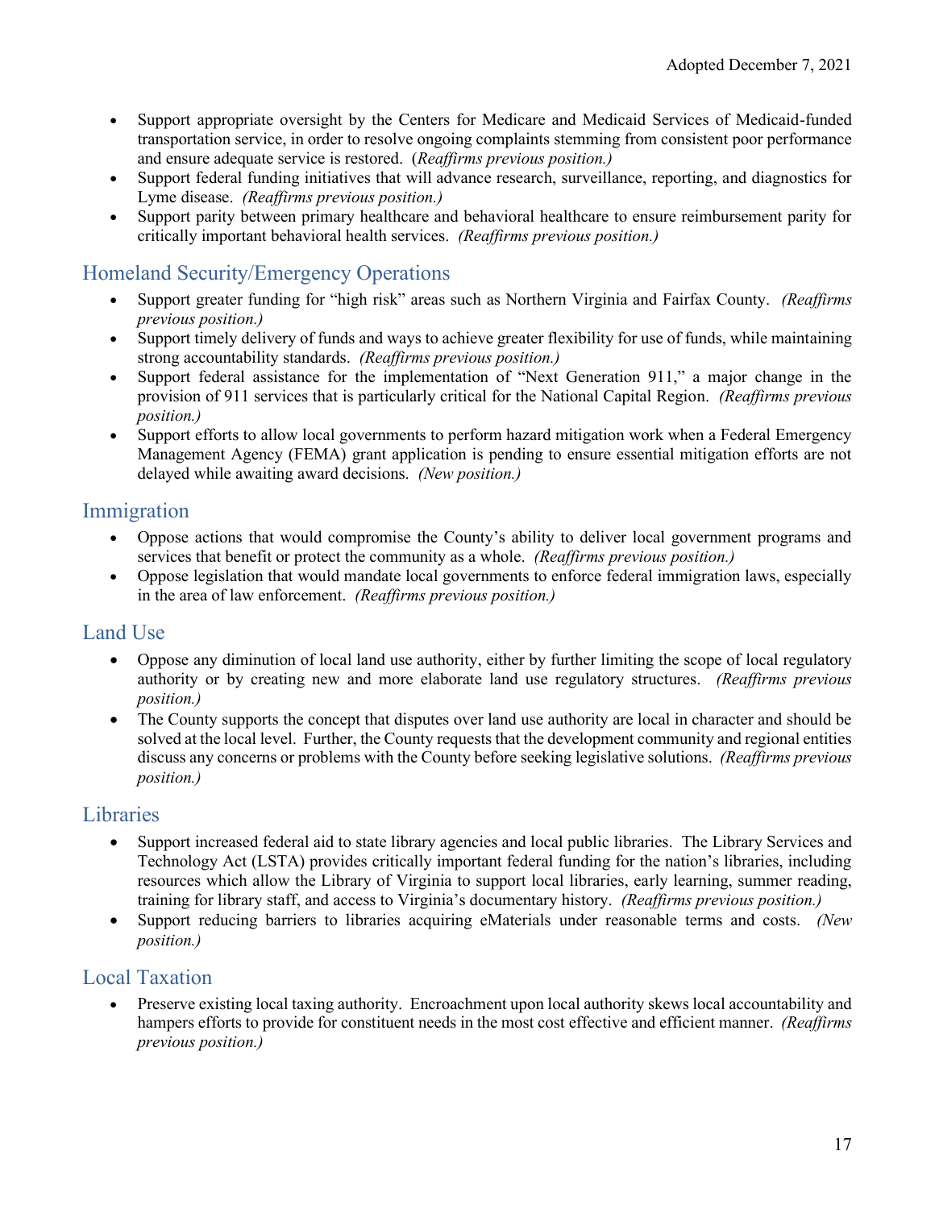- Support appropriate oversight by the Centers for Medicare and Medicaid Services of Medicaid-funded transportation service, in order to resolve ongoing complaints stemming from consistent poor performance and ensure adequate service is restored. (*Reaffirms previous position.)*
- Support federal funding initiatives that will advance research, surveillance, reporting, and diagnostics for Lyme disease. *(Reaffirms previous position.)*
- Support parity between primary healthcare and behavioral healthcare to ensure reimbursement parity for critically important behavioral health services. *(Reaffirms previous position.)*

## Homeland Security/Emergency Operations

- Support greater funding for "high risk" areas such as Northern Virginia and Fairfax County. *(Reaffirms previous position.)*
- Support timely delivery of funds and ways to achieve greater flexibility for use of funds, while maintaining strong accountability standards. *(Reaffirms previous position.)*
- Support federal assistance for the implementation of "Next Generation 911," a major change in the provision of 911 services that is particularly critical for the National Capital Region. *(Reaffirms previous position.)*
- Support efforts to allow local governments to perform hazard mitigation work when a Federal Emergency Management Agency (FEMA) grant application is pending to ensure essential mitigation efforts are not delayed while awaiting award decisions. *(New position.)*

## Immigration

- Oppose actions that would compromise the County's ability to deliver local government programs and services that benefit or protect the community as a whole. *(Reaffirms previous position.)*
- Oppose legislation that would mandate local governments to enforce federal immigration laws, especially in the area of law enforcement. *(Reaffirms previous position.)*

## Land Use

- Oppose any diminution of local land use authority, either by further limiting the scope of local regulatory authority or by creating new and more elaborate land use regulatory structures. *(Reaffirms previous position.)*
- The County supports the concept that disputes over land use authority are local in character and should be solved at the local level. Further, the County requests that the development community and regional entities discuss any concerns or problems with the County before seeking legislative solutions. *(Reaffirms previous position.)*

## Libraries

- Support increased federal aid to state library agencies and local public libraries. The Library Services and Technology Act (LSTA) provides critically important federal funding for the nation's libraries, including resources which allow the Library of Virginia to support local libraries, early learning, summer reading, training for library staff, and access to Virginia's documentary history. *(Reaffirms previous position.)*
- Support reducing barriers to libraries acquiring eMaterials under reasonable terms and costs. *(New position.)*

## Local Taxation

- Preserve existing local taxing authority. Encroachment upon local authority skews local accountability and hampers efforts to provide for constituent needs in the most cost effective and efficient manner. *(Reaffirms previous position.)*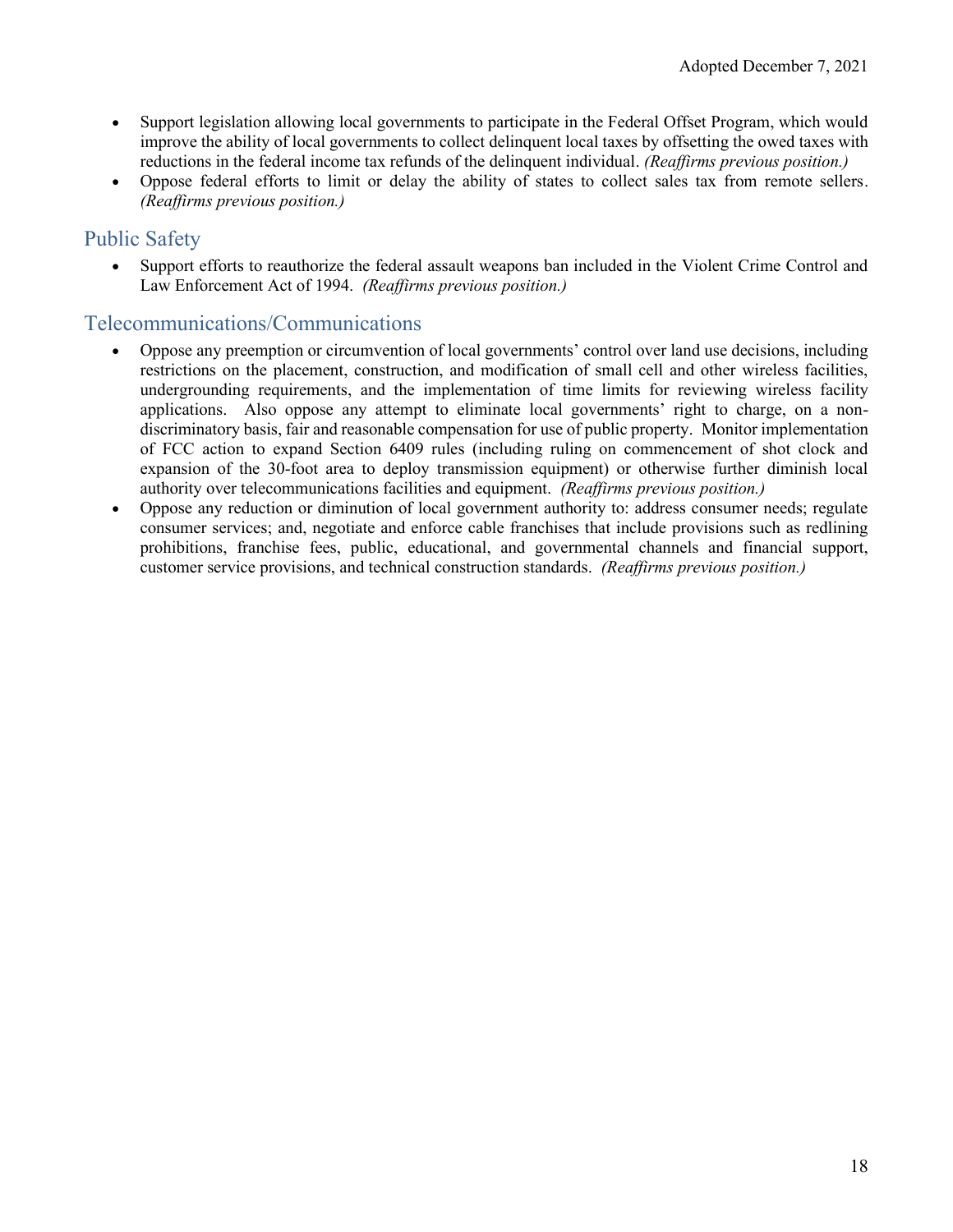- Support legislation allowing local governments to participate in the Federal Offset Program, which would improve the ability of local governments to collect delinquent local taxes by offsetting the owed taxes with reductions in the federal income tax refunds of the delinquent individual. *(Reaffirms previous position.)*
- Oppose federal efforts to limit or delay the ability of states to collect sales tax from remote sellers. *(Reaffirms previous position.)*

## Public Safety

- Support efforts to reauthorize the federal assault weapons ban included in the Violent Crime Control and Law Enforcement Act of 1994. *(Reaffirms previous position.)*

## Telecommunications/Communications

- Oppose any preemption or circumvention of local governments' control over land use decisions, including restrictions on the placement, construction, and modification of small cell and other wireless facilities, undergrounding requirements, and the implementation of time limits for reviewing wireless facility applications. Also oppose any attempt to eliminate local governments' right to charge, on a non-discriminatory basis, fair and reasonable compensation for use of public property. Monitor implementation of FCC action to expand Section 6409 rules (including ruling on commencement of shot clock and expansion of the 30-foot area to deploy transmission equipment) or otherwise further diminish local authority over telecommunications facilities and equipment. *(Reaffirms previous position.)*
- Oppose any reduction or diminution of local government authority to: address consumer needs; regulate consumer services; and, negotiate and enforce cable franchises that include provisions such as redlining prohibitions, franchise fees, public, educational, and governmental channels and financial support, customer service provisions, and technical construction standards. *(Reaffirms previous position.)*